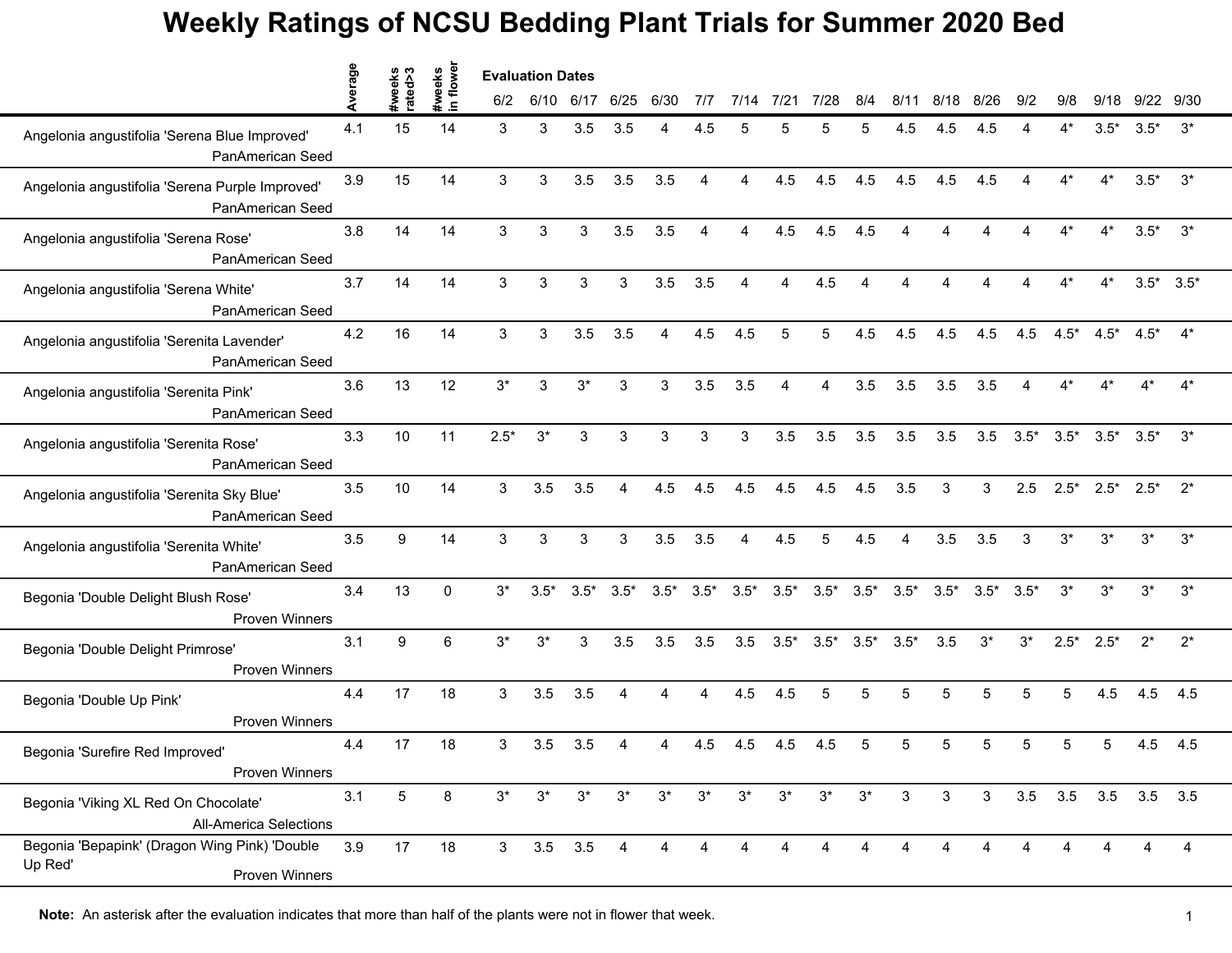# Weekly Ratings of NCSU Bedding Plant Trials for Summer 2020 Bed

| | Average | #weeks rated>3 | #weeks in flower | 6/2 | 6/10 | 6/17 | 6/25 | 6/30 | 7/7 | 7/14 | 7/21 | 7/28 | 8/4 | 8/11 | 8/18 | 8/26 | 9/2 | 9/8 | 9/18 | 9/22 | 9/30 |
|---|---|---|---|---|---|---|---|---|---|---|---|---|---|---|---|---|---|---|---|---|---|
| | | | | **Evaluation Dates** | | | | | | | | | | | | | | | | | |
| Angelonia angustifolia 'Serena Blue Improved' PanAmerican Seed | 4.1 | 15 | 14 | 3 | 3 | 3.5 | 3.5 | 4 | 4.5 | 5 | 5 | 5 | 5 | 4.5 | 4.5 | 4.5 | 4 | 4* | 3.5* | 3.5* | 3* |
| Angelonia angustifolia 'Serena Purple Improved' PanAmerican Seed | 3.9 | 15 | 14 | 3 | 3 | 3.5 | 3.5 | 3.5 | 4 | 4 | 4.5 | 4.5 | 4.5 | 4.5 | 4.5 | 4.5 | 4 | 4* | 4* | 3.5* | 3* |
| Angelonia angustifolia 'Serena Rose' PanAmerican Seed | 3.8 | 14 | 14 | 3 | 3 | 3 | 3.5 | 3.5 | 4 | 4 | 4.5 | 4.5 | 4.5 | 4 | 4 | 4 | 4 | 4* | 4* | 3.5* | 3* |
| Angelonia angustifolia 'Serena White' PanAmerican Seed | 3.7 | 14 | 14 | 3 | 3 | 3 | 3 | 3.5 | 3.5 | 4 | 4 | 4.5 | 4 | 4 | 4 | 4 | 4 | 4* | 4* | 3.5* | 3.5* |
| Angelonia angustifolia 'Serenita Lavender' PanAmerican Seed | 4.2 | 16 | 14 | 3 | 3 | 3.5 | 3.5 | 4 | 4.5 | 4.5 | 5 | 5 | 4.5 | 4.5 | 4.5 | 4.5 | 4.5 | 4.5* | 4.5* | 4.5* | 4* |
| Angelonia angustifolia 'Serenita Pink' PanAmerican Seed | 3.6 | 13 | 12 | 3* | 3 | 3* | 3 | 3 | 3.5 | 3.5 | 4 | 4 | 3.5 | 3.5 | 3.5 | 3.5 | 4 | 4* | 4* | 4* | 4* |
| Angelonia angustifolia 'Serenita Rose' PanAmerican Seed | 3.3 | 10 | 11 | 2.5* | 3* | 3 | 3 | 3 | 3 | 3 | 3.5 | 3.5 | 3.5 | 3.5 | 3.5 | 3.5 | 3.5* | 3.5* | 3.5* | 3.5* | 3* |
| Angelonia angustifolia 'Serenita Sky Blue' PanAmerican Seed | 3.5 | 10 | 14 | 3 | 3.5 | 3.5 | 4 | 4.5 | 4.5 | 4.5 | 4.5 | 4.5 | 4.5 | 3.5 | 3 | 3 | 2.5 | 2.5* | 2.5* | 2.5* | 2* |
| Angelonia angustifolia 'Serenita White' PanAmerican Seed | 3.5 | 9 | 14 | 3 | 3 | 3 | 3 | 3.5 | 3.5 | 4 | 4.5 | 5 | 4.5 | 4 | 3.5 | 3.5 | 3 | 3* | 3* | 3* | 3* |
| Begonia 'Double Delight Blush Rose' Proven Winners | 3.4 | 13 | 0 | 3* | 3.5* | 3.5* | 3.5* | 3.5* | 3.5* | 3.5* | 3.5* | 3.5* | 3.5* | 3.5* | 3.5* | 3.5* | 3.5* | 3* | 3* | 3* | 3* |
| Begonia 'Double Delight Primrose' Proven Winners | 3.1 | 9 | 6 | 3* | 3* | 3 | 3.5 | 3.5 | 3.5 | 3.5 | 3.5* | 3.5* | 3.5* | 3.5* | 3.5 | 3* | 3* | 2.5* | 2.5* | 2* | 2* |
| Begonia 'Double Up Pink' Proven Winners | 4.4 | 17 | 18 | 3 | 3.5 | 3.5 | 4 | 4 | 4 | 4.5 | 4.5 | 5 | 5 | 5 | 5 | 5 | 5 | 5 | 4.5 | 4.5 | 4.5 |
| Begonia 'Surefire Red Improved' Proven Winners | 4.4 | 17 | 18 | 3 | 3.5 | 3.5 | 4 | 4 | 4.5 | 4.5 | 4.5 | 4.5 | 5 | 5 | 5 | 5 | 5 | 5 | 5 | 4.5 | 4.5 |
| Begonia 'Viking XL Red On Chocolate' All-America Selections | 3.1 | 5 | 8 | 3* | 3* | 3* | 3* | 3* | 3* | 3* | 3* | 3* | 3* | 3 | 3 | 3 | 3.5 | 3.5 | 3.5 | 3.5 | 3.5 |
| Begonia 'Bepapink' (Dragon Wing Pink) 'Double Up Red' Proven Winners | 3.9 | 17 | 18 | 3 | 3.5 | 3.5 | 4 | 4 | 4 | 4 | 4 | 4 | 4 | 4 | 4 | 4 | 4 | 4 | 4 | 4 | 4 |

**Note:** An asterisk after the evaluation indicates that more than half of the plants were not in flower that week.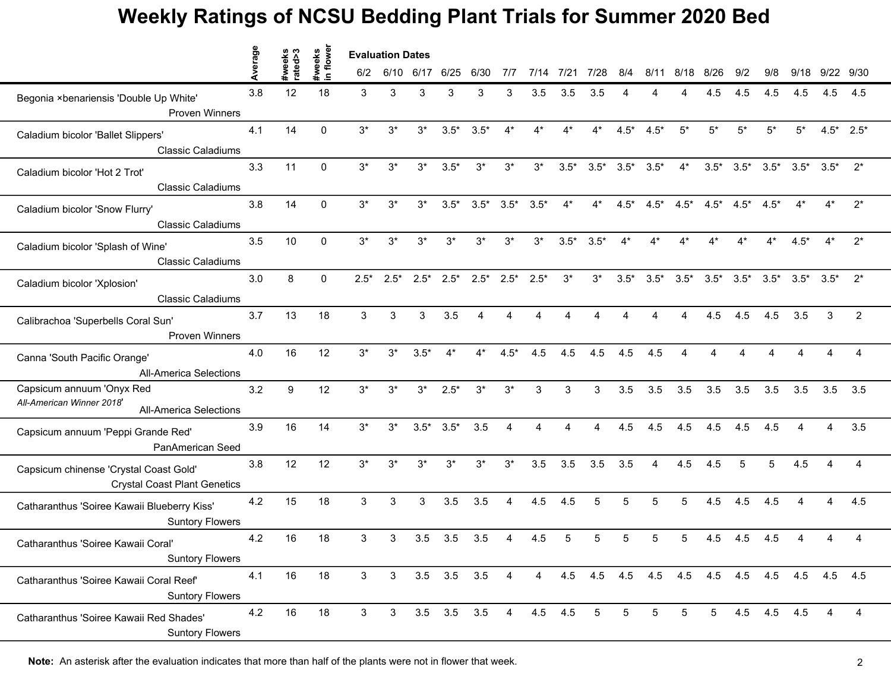# Weekly Ratings of NCSU Bedding Plant Trials for Summer 2020 Bed

| | Average | #weeks rated>3 | #weeks in flower | Evaluation Dates 6/2 | 6/10 | 6/17 | 6/25 | 6/30 | 7/7 | 7/14 | 7/21 | 7/28 | 8/4 | 8/11 | 8/18 | 8/26 | 9/2 | 9/8 | 9/18 | 9/22 | 9/30 |
|---|---|---|---|---|---|---|---|---|---|---|---|---|---|---|---|---|---|---|---|---|---|
| Begonia ×benariensis 'Double Up White' Proven Winners | 3.8 | 12 | 18 | 3 | 3 | 3 | 3 | 3 | 3 | 3.5 | 3.5 | 3.5 | 4 | 4 | 4 | 4.5 | 4.5 | 4.5 | 4.5 | 4.5 | 4.5 |
| Caladium bicolor 'Ballet Slippers' Classic Caladiums | 4.1 | 14 | 0 | 3* | 3* | 3* | 3.5* | 3.5* | 4* | 4* | 4* | 4* | 4.5* | 4.5* | 5* | 5* | 5* | 5* | 5* | 4.5* | 2.5* |
| Caladium bicolor 'Hot 2 Trot' Classic Caladiums | 3.3 | 11 | 0 | 3* | 3* | 3* | 3.5* | 3* | 3* | 3* | 3.5* | 3.5* | 3.5* | 3.5* | 4* | 3.5* | 3.5* | 3.5* | 3.5* | 3.5* | 2* |
| Caladium bicolor 'Snow Flurry' Classic Caladiums | 3.8 | 14 | 0 | 3* | 3* | 3* | 3.5* | 3.5* | 3.5* | 3.5* | 4* | 4* | 4.5* | 4.5* | 4.5* | 4.5* | 4.5* | 4.5* | 4* | 4* | 2* |
| Caladium bicolor 'Splash of Wine' Classic Caladiums | 3.5 | 10 | 0 | 3* | 3* | 3* | 3* | 3* | 3* | 3* | 3.5* | 3.5* | 4* | 4* | 4* | 4* | 4* | 4* | 4.5* | 4* | 2* |
| Caladium bicolor 'Xplosion' Classic Caladiums | 3.0 | 8 | 0 | 2.5* | 2.5* | 2.5* | 2.5* | 2.5* | 2.5* | 2.5* | 3* | 3* | 3.5* | 3.5* | 3.5* | 3.5* | 3.5* | 3.5* | 3.5* | 3.5* | 2* |
| Calibrachoa 'Superbells Coral Sun' Proven Winners | 3.7 | 13 | 18 | 3 | 3 | 3 | 3.5 | 4 | 4 | 4 | 4 | 4 | 4 | 4 | 4 | 4.5 | 4.5 | 4.5 | 3.5 | 3 | 2 |
| Canna 'South Pacific Orange' All-America Selections | 4.0 | 16 | 12 | 3* | 3* | 3.5* | 4* | 4* | 4.5* | 4.5 | 4.5 | 4.5 | 4.5 | 4.5 | 4 | 4 | 4 | 4 | 4 | 4 | 4 |
| Capsicum annuum 'Onyx Red *All-American Winner 2018*' All-America Selections | 3.2 | 9 | 12 | 3* | 3* | 3* | 2.5* | 3* | 3* | 3 | 3 | 3 | 3.5 | 3.5 | 3.5 | 3.5 | 3.5 | 3.5 | 3.5 | 3.5 | 3.5 |
| Capsicum annuum 'Peppi Grande Red' PanAmerican Seed | 3.9 | 16 | 14 | 3* | 3* | 3.5* | 3.5* | 3.5 | 4 | 4 | 4 | 4 | 4.5 | 4.5 | 4.5 | 4.5 | 4.5 | 4.5 | 4 | 4 | 3.5 |
| Capsicum chinense 'Crystal Coast Gold' Crystal Coast Plant Genetics | 3.8 | 12 | 12 | 3* | 3* | 3* | 3* | 3* | 3* | 3.5 | 3.5 | 3.5 | 3.5 | 4 | 4.5 | 4.5 | 5 | 5 | 4.5 | 4 | 4 |
| Catharanthus 'Soiree Kawaii Blueberry Kiss' Suntory Flowers | 4.2 | 15 | 18 | 3 | 3 | 3 | 3.5 | 3.5 | 4 | 4.5 | 4.5 | 5 | 5 | 5 | 5 | 4.5 | 4.5 | 4.5 | 4 | 4 | 4.5 |
| Catharanthus 'Soiree Kawaii Coral' Suntory Flowers | 4.2 | 16 | 18 | 3 | 3 | 3.5 | 3.5 | 3.5 | 4 | 4.5 | 5 | 5 | 5 | 5 | 5 | 4.5 | 4.5 | 4.5 | 4 | 4 | 4 |
| Catharanthus 'Soiree Kawaii Coral Reef' Suntory Flowers | 4.1 | 16 | 18 | 3 | 3 | 3.5 | 3.5 | 3.5 | 4 | 4 | 4.5 | 4.5 | 4.5 | 4.5 | 4.5 | 4.5 | 4.5 | 4.5 | 4.5 | 4.5 | 4.5 |
| Catharanthus 'Soiree Kawaii Red Shades' Suntory Flowers | 4.2 | 16 | 18 | 3 | 3 | 3.5 | 3.5 | 3.5 | 4 | 4.5 | 4.5 | 5 | 5 | 5 | 5 | 5 | 4.5 | 4.5 | 4.5 | 4 | 4 |

**Note:** An asterisk after the evaluation indicates that more than half of the plants were not in flower that week.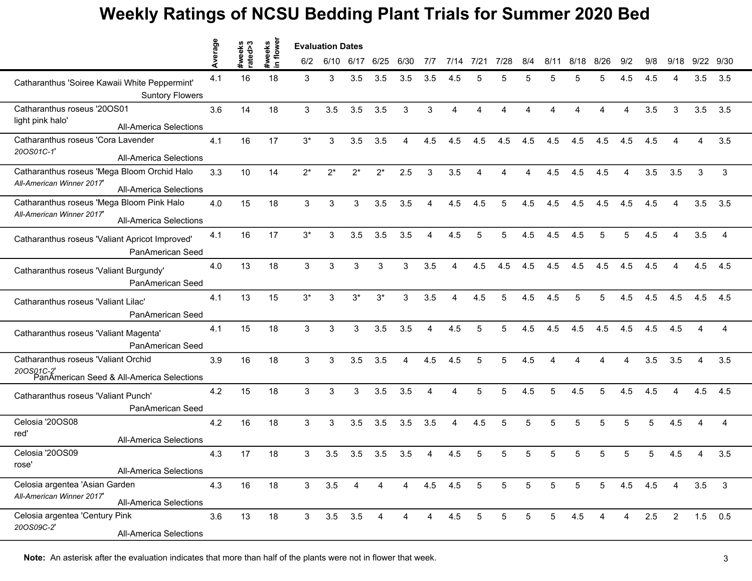# Weekly Ratings of NCSU Bedding Plant Trials for Summer 2020 Bed

| | Average | #weeks rated>3 | #weeks in flower | 6/2 | 6/10 | 6/17 | 6/25 | 6/30 | 7/7 | 7/14 | 7/21 | 7/28 | 8/4 | 8/11 | 8/18 | 8/26 | 9/2 | 9/8 | 9/18 | 9/22 | 9/30 |
|---|---|---|---|---|---|---|---|---|---|---|---|---|---|---|---|---|---|---|---|---|---|
| | | | | **Evaluation Dates** | | | | | | | | | | | | | | | | | |
| Catharanthus 'Soiree Kawaii White Peppermint' Suntory Flowers | 4.1 | 16 | 18 | 3 | 3 | 3.5 | 3.5 | 3.5 | 3.5 | 4.5 | 5 | 5 | 5 | 5 | 5 | 5 | 4.5 | 4.5 | 4 | 3.5 | 3.5 |
| Catharanthus roseus '20OS01 light pink halo' All-America Selections | 3.6 | 14 | 18 | 3 | 3.5 | 3.5 | 3.5 | 3 | 3 | 4 | 4 | 4 | 4 | 4 | 4 | 4 | 4 | 3.5 | 3 | 3.5 | 3.5 |
| Catharanthus roseus 'Cora Lavender *20OS01C-1*' All-America Selections | 4.1 | 16 | 17 | 3* | 3 | 3.5 | 3.5 | 4 | 4.5 | 4.5 | 4.5 | 4.5 | 4.5 | 4.5 | 4.5 | 4.5 | 4.5 | 4.5 | 4 | 4 | 3.5 |
| Catharanthus roseus 'Mega Bloom Orchid Halo *All-American Winner 2017*' All-America Selections | 3.3 | 10 | 14 | 2* | 2* | 2* | 2* | 2.5 | 3 | 3.5 | 4 | 4 | 4 | 4.5 | 4.5 | 4.5 | 4 | 3.5 | 3.5 | 3 | 3 |
| Catharanthus roseus 'Mega Bloom Pink Halo *All-American Winner 2017*' All-America Selections | 4.0 | 15 | 18 | 3 | 3 | 3 | 3.5 | 3.5 | 4 | 4.5 | 4.5 | 5 | 4.5 | 4.5 | 4.5 | 4.5 | 4.5 | 4.5 | 4 | 3.5 | 3.5 |
| Catharanthus roseus 'Valiant Apricot Improved' PanAmerican Seed | 4.1 | 16 | 17 | 3* | 3 | 3.5 | 3.5 | 3.5 | 4 | 4.5 | 5 | 5 | 4.5 | 4.5 | 4.5 | 5 | 5 | 4.5 | 4 | 3.5 | 4 |
| Catharanthus roseus 'Valiant Burgundy' PanAmerican Seed | 4.0 | 13 | 18 | 3 | 3 | 3 | 3 | 3 | 3.5 | 4 | 4.5 | 4.5 | 4.5 | 4.5 | 4.5 | 4.5 | 4.5 | 4.5 | 4 | 4.5 | 4.5 |
| Catharanthus roseus 'Valiant Lilac' PanAmerican Seed | 4.1 | 13 | 15 | 3* | 3 | 3* | 3* | 3 | 3.5 | 4 | 4.5 | 5 | 4.5 | 4.5 | 5 | 5 | 4.5 | 4.5 | 4.5 | 4.5 | 4.5 |
| Catharanthus roseus 'Valiant Magenta' PanAmerican Seed | 4.1 | 15 | 18 | 3 | 3 | 3 | 3.5 | 3.5 | 4 | 4.5 | 5 | 5 | 4.5 | 4.5 | 4.5 | 4.5 | 4.5 | 4.5 | 4.5 | 4 | 4 |
| Catharanthus roseus 'Valiant Orchid *20OS01C-2*' PanAmerican Seed & All-America Selections | 3.9 | 16 | 18 | 3 | 3 | 3.5 | 3.5 | 4 | 4.5 | 4.5 | 5 | 5 | 4.5 | 4 | 4 | 4 | 4 | 3.5 | 3.5 | 4 | 3.5 |
| Catharanthus roseus 'Valiant Punch' PanAmerican Seed | 4.2 | 15 | 18 | 3 | 3 | 3 | 3.5 | 3.5 | 4 | 4 | 5 | 5 | 4.5 | 5 | 4.5 | 5 | 4.5 | 4.5 | 4 | 4.5 | 4.5 |
| Celosia '20OS08 red' All-America Selections | 4.2 | 16 | 18 | 3 | 3 | 3.5 | 3.5 | 3.5 | 3.5 | 4 | 4.5 | 5 | 5 | 5 | 5 | 5 | 5 | 5 | 4.5 | 4 | 4 |
| Celosia '20OS09 rose' All-America Selections | 4.3 | 17 | 18 | 3 | 3.5 | 3.5 | 3.5 | 3.5 | 4 | 4.5 | 5 | 5 | 5 | 5 | 5 | 5 | 5 | 5 | 4.5 | 4 | 3.5 |
| Celosia argentea 'Asian Garden *All-American Winner 2017*' All-America Selections | 4.3 | 16 | 18 | 3 | 3.5 | 4 | 4 | 4 | 4.5 | 4.5 | 5 | 5 | 5 | 5 | 5 | 5 | 4.5 | 4.5 | 4 | 3.5 | 3 |
| Celosia argentea 'Century Pink *20OS09C-2*' All-America Selections | 3.6 | 13 | 18 | 3 | 3.5 | 3.5 | 4 | 4 | 4 | 4.5 | 5 | 5 | 5 | 5 | 4.5 | 4 | 4 | 2.5 | 2 | 1.5 | 0.5 |

**Note:** An asterisk after the evaluation indicates that more than half of the plants were not in flower that week.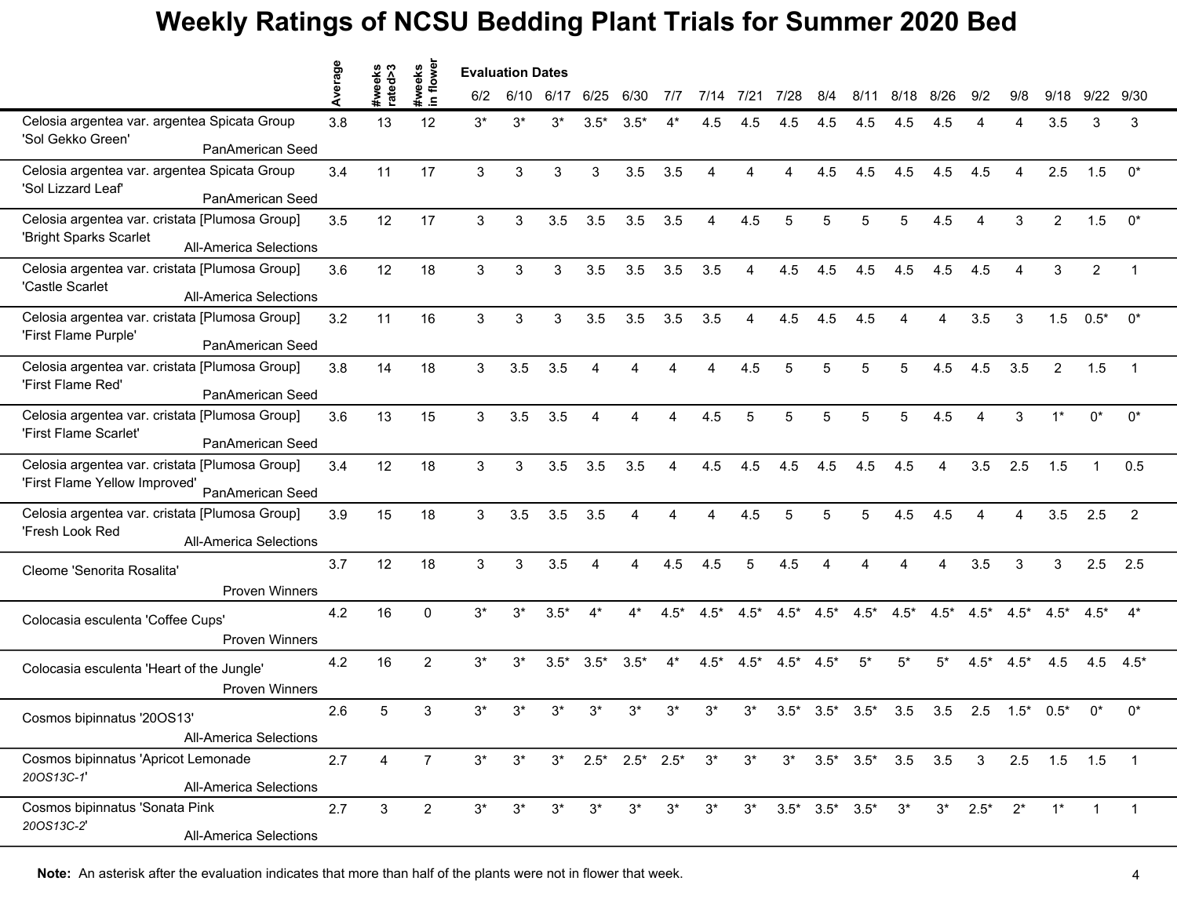# Weekly Ratings of NCSU Bedding Plant Trials for Summer 2020 Bed

| | Average | #weeks rated>3 | #weeks in flower | 6/2 | 6/10 | 6/17 | 6/25 | 6/30 | 7/7 | 7/14 | 7/21 | 7/28 | 8/4 | 8/11 | 8/18 | 8/26 | 9/2 | 9/8 | 9/18 | 9/22 | 9/30 |
|---|---|---|---|---|---|---|---|---|---|---|---|---|---|---|---|---|---|---|---|---|---|
| | | | | Evaluation Dates | | | | | | | | | | | | | | | | | |
| Celosia argentea var. argentea Spicata Group 'Sol Gekko Green' PanAmerican Seed | 3.8 | 13 | 12 | 3* | 3* | 3* | 3.5* | 3.5* | 4* | 4.5 | 4.5 | 4.5 | 4.5 | 4.5 | 4.5 | 4.5 | 4 | 4 | 3.5 | 3 | 3 |
| Celosia argentea var. argentea Spicata Group 'Sol Lizzard Leaf' PanAmerican Seed | 3.4 | 11 | 17 | 3 | 3 | 3 | 3 | 3.5 | 3.5 | 4 | 4 | 4 | 4.5 | 4.5 | 4.5 | 4.5 | 4.5 | 4 | 2.5 | 1.5 | 0* |
| Celosia argentea var. cristata [Plumosa Group] 'Bright Sparks Scarlet All-America Selections | 3.5 | 12 | 17 | 3 | 3 | 3.5 | 3.5 | 3.5 | 3.5 | 4 | 4.5 | 5 | 5 | 5 | 5 | 4.5 | 4 | 3 | 2 | 1.5 | 0* |
| Celosia argentea var. cristata [Plumosa Group] 'Castle Scarlet All-America Selections | 3.6 | 12 | 18 | 3 | 3 | 3 | 3.5 | 3.5 | 3.5 | 3.5 | 4 | 4.5 | 4.5 | 4.5 | 4.5 | 4.5 | 4.5 | 4 | 3 | 2 | 1 |
| Celosia argentea var. cristata [Plumosa Group] 'First Flame Purple' PanAmerican Seed | 3.2 | 11 | 16 | 3 | 3 | 3 | 3.5 | 3.5 | 3.5 | 3.5 | 4 | 4.5 | 4.5 | 4.5 | 4 | 4 | 3.5 | 3 | 1.5 | 0.5* | 0* |
| Celosia argentea var. cristata [Plumosa Group] 'First Flame Red' PanAmerican Seed | 3.8 | 14 | 18 | 3 | 3.5 | 3.5 | 4 | 4 | 4 | 4 | 4.5 | 5 | 5 | 5 | 5 | 4.5 | 4.5 | 3.5 | 2 | 1.5 | 1 |
| Celosia argentea var. cristata [Plumosa Group] 'First Flame Scarlet' PanAmerican Seed | 3.6 | 13 | 15 | 3 | 3.5 | 3.5 | 4 | 4 | 4 | 4.5 | 5 | 5 | 5 | 5 | 5 | 4.5 | 4 | 3 | 1* | 0* | 0* |
| Celosia argentea var. cristata [Plumosa Group] 'First Flame Yellow Improved' PanAmerican Seed | 3.4 | 12 | 18 | 3 | 3 | 3.5 | 3.5 | 3.5 | 4 | 4.5 | 4.5 | 4.5 | 4.5 | 4.5 | 4.5 | 4 | 3.5 | 2.5 | 1.5 | 1 | 0.5 |
| Celosia argentea var. cristata [Plumosa Group] 'Fresh Look Red All-America Selections | 3.9 | 15 | 18 | 3 | 3.5 | 3.5 | 3.5 | 4 | 4 | 4 | 4.5 | 5 | 5 | 5 | 4.5 | 4.5 | 4 | 4 | 3.5 | 2.5 | 2 |
| Cleome 'Senorita Rosalita' Proven Winners | 3.7 | 12 | 18 | 3 | 3 | 3.5 | 4 | 4 | 4.5 | 4.5 | 5 | 4.5 | 4 | 4 | 4 | 4 | 3.5 | 3 | 3 | 2.5 | 2.5 |
| Colocasia esculenta 'Coffee Cups' Proven Winners | 4.2 | 16 | 0 | 3* | 3* | 3.5* | 4* | 4* | 4.5* | 4.5* | 4.5* | 4.5* | 4.5* | 4.5* | 4.5* | 4.5* | 4.5* | 4.5* | 4.5* | 4.5* | 4* |
| Colocasia esculenta 'Heart of the Jungle' Proven Winners | 4.2 | 16 | 2 | 3* | 3* | 3.5* | 3.5* | 3.5* | 4* | 4.5* | 4.5* | 4.5* | 4.5* | 5* | 5* | 5* | 4.5* | 4.5* | 4.5 | 4.5 | 4.5* |
| Cosmos bipinnatus '20OS13' All-America Selections | 2.6 | 5 | 3 | 3* | 3* | 3* | 3* | 3* | 3* | 3* | 3* | 3.5* | 3.5* | 3.5* | 3.5 | 3.5 | 2.5 | 1.5* | 0.5* | 0* | 0* |
| Cosmos bipinnatus 'Apricot Lemonade *20OS13C-1*' All-America Selections | 2.7 | 4 | 7 | 3* | 3* | 3* | 2.5* | 2.5* | 2.5* | 3* | 3* | 3* | 3.5* | 3.5* | 3.5 | 3.5 | 3 | 2.5 | 1.5 | 1.5 | 1 |
| Cosmos bipinnatus 'Sonata Pink *20OS13C-2*' All-America Selections | 2.7 | 3 | 2 | 3* | 3* | 3* | 3* | 3* | 3* | 3* | 3* | 3.5* | 3.5* | 3.5* | 3* | 3* | 2.5* | 2* | 1* | 1 | 1 |

**Note:** An asterisk after the evaluation indicates that more than half of the plants were not in flower that week.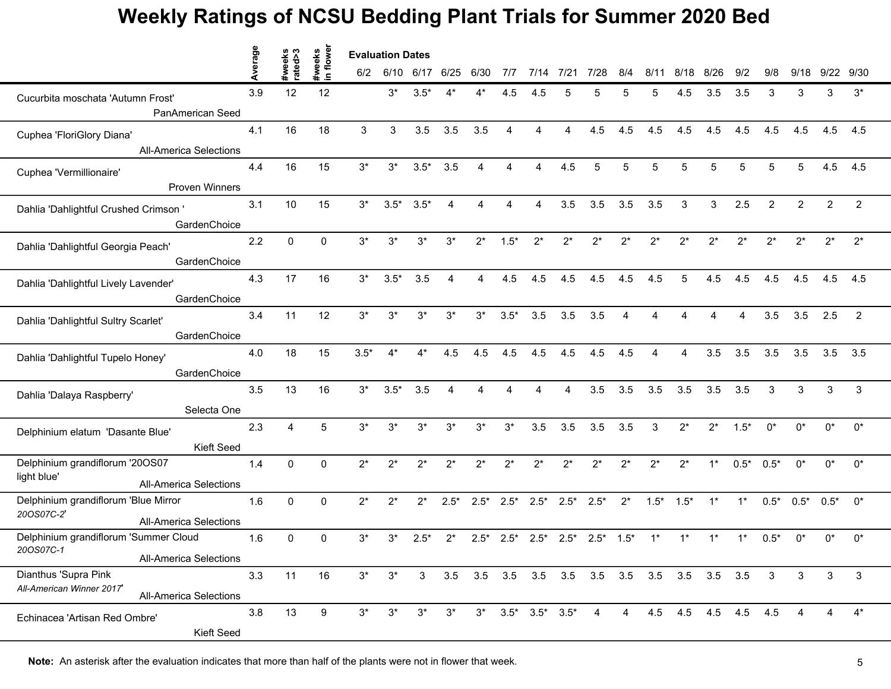# Weekly Ratings of NCSU Bedding Plant Trials for Summer 2020 Bed

| | Average | #weeks rated>3 | #weeks in flower | 6/2 | 6/10 | 6/17 | 6/25 | 6/30 | 7/7 | 7/14 | 7/21 | 7/28 | 8/4 | 8/11 | 8/18 | 8/26 | 9/2 | 9/8 | 9/18 | 9/22 | 9/30 |
|---|---|---|---|---|---|---|---|---|---|---|---|---|---|---|---|---|---|---|---|---|---|
| | | | | **Evaluation Dates** | | | | | | | | | | | | | | | | | |
| Cucurbita moschata 'Autumn Frost' PanAmerican Seed | 3.9 | 12 | 12 | | 3* | 3.5* | 4* | 4* | 4.5 | 4.5 | 5 | 5 | 5 | 5 | 4.5 | 3.5 | 3.5 | 3 | 3 | 3 | 3* |
| Cuphea 'FloriGlory Diana' All-America Selections | 4.1 | 16 | 18 | 3 | 3 | 3.5 | 3.5 | 3.5 | 4 | 4 | 4 | 4.5 | 4.5 | 4.5 | 4.5 | 4.5 | 4.5 | 4.5 | 4.5 | 4.5 | 4.5 |
| Cuphea 'Vermillionaire' Proven Winners | 4.4 | 16 | 15 | 3* | 3* | 3.5* | 3.5 | 4 | 4 | 4 | 4.5 | 5 | 5 | 5 | 5 | 5 | 5 | 5 | 5 | 4.5 | 4.5 |
| Dahlia 'Dahlightful Crushed Crimson ' GardenChoice | 3.1 | 10 | 15 | 3* | 3.5* | 3.5* | 4 | 4 | 4 | 4 | 3.5 | 3.5 | 3.5 | 3.5 | 3 | 3 | 2.5 | 2 | 2 | 2 | 2 |
| Dahlia 'Dahlightful Georgia Peach' GardenChoice | 2.2 | 0 | 0 | 3* | 3* | 3* | 3* | 2* | 1.5* | 2* | 2* | 2* | 2* | 2* | 2* | 2* | 2* | 2* | 2* | 2* | 2* |
| Dahlia 'Dahlightful Lively Lavender' GardenChoice | 4.3 | 17 | 16 | 3* | 3.5* | 3.5 | 4 | 4 | 4.5 | 4.5 | 4.5 | 4.5 | 4.5 | 4.5 | 5 | 4.5 | 4.5 | 4.5 | 4.5 | 4.5 | 4.5 |
| Dahlia 'Dahlightful Sultry Scarlet' GardenChoice | 3.4 | 11 | 12 | 3* | 3* | 3* | 3* | 3* | 3.5* | 3.5 | 3.5 | 3.5 | 4 | 4 | 4 | 4 | 4 | 3.5 | 3.5 | 2.5 | 2 |
| Dahlia 'Dahlightful Tupelo Honey' GardenChoice | 4.0 | 18 | 15 | 3.5* | 4* | 4* | 4.5 | 4.5 | 4.5 | 4.5 | 4.5 | 4.5 | 4.5 | 4 | 4 | 3.5 | 3.5 | 3.5 | 3.5 | 3.5 | 3.5 |
| Dahlia 'Dalaya Raspberry' Selecta One | 3.5 | 13 | 16 | 3* | 3.5* | 3.5 | 4 | 4 | 4 | 4 | 4 | 3.5 | 3.5 | 3.5 | 3.5 | 3.5 | 3.5 | 3 | 3 | 3 | 3 |
| Delphinium elatum 'Dasante Blue' Kieft Seed | 2.3 | 4 | 5 | 3* | 3* | 3* | 3* | 3* | 3* | 3.5 | 3.5 | 3.5 | 3.5 | 3 | 2* | 2* | 1.5* | 0* | 0* | 0* | 0* |
| Delphinium grandiflorum '20OS07 light blue' All-America Selections | 1.4 | 0 | 0 | 2* | 2* | 2* | 2* | 2* | 2* | 2* | 2* | 2* | 2* | 2* | 2* | 1* | 0.5* | 0.5* | 0* | 0* | 0* |
| Delphinium grandiflorum 'Blue Mirror *20OS07C-2*' All-America Selections | 1.6 | 0 | 0 | 2* | 2* | 2* | 2.5* | 2.5* | 2.5* | 2.5* | 2.5* | 2.5* | 2* | 1.5* | 1.5* | 1* | 1* | 0.5* | 0.5* | 0.5* | 0* |
| Delphinium grandiflorum 'Summer Cloud *20OS07C-1*' All-America Selections | 1.6 | 0 | 0 | 3* | 3* | 2.5* | 2* | 2.5* | 2.5* | 2.5* | 2.5* | 2.5* | 1.5* | 1* | 1* | 1* | 1* | 0.5* | 0* | 0* | 0* |
| Dianthus 'Supra Pink *All-American Winner 2017*' All-America Selections | 3.3 | 11 | 16 | 3* | 3* | 3 | 3.5 | 3.5 | 3.5 | 3.5 | 3.5 | 3.5 | 3.5 | 3.5 | 3.5 | 3.5 | 3.5 | 3 | 3 | 3 | 3 |
| Echinacea 'Artisan Red Ombre' Kieft Seed | 3.8 | 13 | 9 | 3* | 3* | 3* | 3* | 3* | 3.5* | 3.5* | 3.5* | 4 | 4 | 4.5 | 4.5 | 4.5 | 4.5 | 4.5 | 4 | 4 | 4* |

**Note:** An asterisk after the evaluation indicates that more than half of the plants were not in flower that week.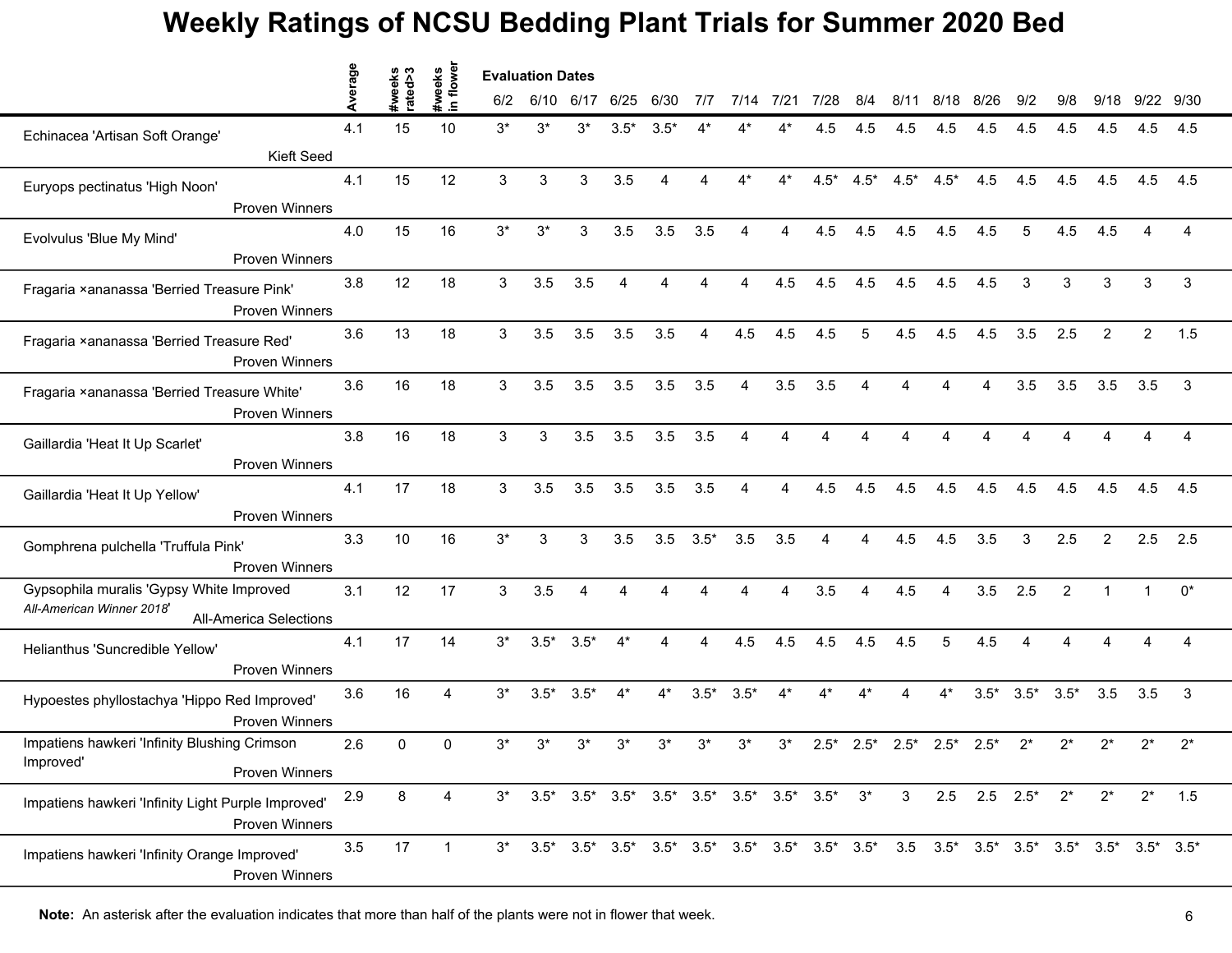# Weekly Ratings of NCSU Bedding Plant Trials for Summer 2020 Bed

| | Average | #weeks rated>3 | #weeks in flower | 6/2 | 6/10 | 6/17 | 6/25 | 6/30 | 7/7 | 7/14 | 7/21 | 7/28 | 8/4 | 8/11 | 8/18 | 8/26 | 9/2 | 9/8 | 9/18 | 9/22 | 9/30 |
|---|---|---|---|---|---|---|---|---|---|---|---|---|---|---|---|---|---|---|---|---|---|
| | | | | **Evaluation Dates** | | | | | | | | | | | | | | | | | |
| Echinacea 'Artisan Soft Orange' Kieft Seed | 4.1 | 15 | 10 | 3* | 3* | 3* | 3.5* | 3.5* | 4* | 4* | 4* | 4.5 | 4.5 | 4.5 | 4.5 | 4.5 | 4.5 | 4.5 | 4.5 | 4.5 | 4.5 |
| Euryops pectinatus 'High Noon' Proven Winners | 4.1 | 15 | 12 | 3 | 3 | 3 | 3.5 | 4 | 4 | 4* | 4* | 4.5* | 4.5* | 4.5* | 4.5* | 4.5 | 4.5 | 4.5 | 4.5 | 4.5 | 4.5 |
| Evolvulus 'Blue My Mind' Proven Winners | 4.0 | 15 | 16 | 3* | 3* | 3 | 3.5 | 3.5 | 3.5 | 4 | 4 | 4.5 | 4.5 | 4.5 | 4.5 | 4.5 | 5 | 4.5 | 4.5 | 4 | 4 |
| Fragaria ×ananassa 'Berried Treasure Pink' Proven Winners | 3.8 | 12 | 18 | 3 | 3.5 | 3.5 | 4 | 4 | 4 | 4 | 4.5 | 4.5 | 4.5 | 4.5 | 4.5 | 4.5 | 3 | 3 | 3 | 3 | 3 |
| Fragaria ×ananassa 'Berried Treasure Red' Proven Winners | 3.6 | 13 | 18 | 3 | 3.5 | 3.5 | 3.5 | 3.5 | 4 | 4.5 | 4.5 | 4.5 | 5 | 4.5 | 4.5 | 4.5 | 3.5 | 2.5 | 2 | 2 | 1.5 |
| Fragaria ×ananassa 'Berried Treasure White' Proven Winners | 3.6 | 16 | 18 | 3 | 3.5 | 3.5 | 3.5 | 3.5 | 3.5 | 4 | 3.5 | 3.5 | 4 | 4 | 4 | 4 | 3.5 | 3.5 | 3.5 | 3.5 | 3 |
| Gaillardia 'Heat It Up Scarlet' Proven Winners | 3.8 | 16 | 18 | 3 | 3 | 3.5 | 3.5 | 3.5 | 3.5 | 4 | 4 | 4 | 4 | 4 | 4 | 4 | 4 | 4 | 4 | 4 | 4 |
| Gaillardia 'Heat It Up Yellow' Proven Winners | 4.1 | 17 | 18 | 3 | 3.5 | 3.5 | 3.5 | 3.5 | 3.5 | 4 | 4 | 4.5 | 4.5 | 4.5 | 4.5 | 4.5 | 4.5 | 4.5 | 4.5 | 4.5 | 4.5 |
| Gomphrena pulchella 'Truffula Pink' Proven Winners | 3.3 | 10 | 16 | 3* | 3 | 3 | 3.5 | 3.5 | 3.5* | 3.5 | 3.5 | 4 | 4 | 4.5 | 4.5 | 3.5 | 3 | 2.5 | 2 | 2.5 | 2.5 |
| Gypsophila muralis 'Gypsy White Improved *All-American Winner 2018*' All-America Selections | 3.1 | 12 | 17 | 3 | 3.5 | 4 | 4 | 4 | 4 | 4 | 4 | 3.5 | 4 | 4.5 | 4 | 3.5 | 2.5 | 2 | 1 | 1 | 0* |
| Helianthus 'Suncredible Yellow' Proven Winners | 4.1 | 17 | 14 | 3* | 3.5* | 3.5* | 4* | 4 | 4 | 4.5 | 4.5 | 4.5 | 4.5 | 4.5 | 5 | 4.5 | 4 | 4 | 4 | 4 | 4 |
| Hypoestes phyllostachya 'Hippo Red Improved' Proven Winners | 3.6 | 16 | 4 | 3* | 3.5* | 3.5* | 4* | 4* | 3.5* | 3.5* | 4* | 4* | 4* | 4 | 4* | 3.5* | 3.5* | 3.5* | 3.5 | 3.5 | 3 |
| Impatiens hawkeri 'Infinity Blushing Crimson Improved' Proven Winners | 2.6 | 0 | 0 | 3* | 3* | 3* | 3* | 3* | 3* | 3* | 3* | 2.5* | 2.5* | 2.5* | 2.5* | 2.5* | 2* | 2* | 2* | 2* | 2* |
| Impatiens hawkeri 'Infinity Light Purple Improved' Proven Winners | 2.9 | 8 | 4 | 3* | 3.5* | 3.5* | 3.5* | 3.5* | 3.5* | 3.5* | 3.5* | 3.5* | 3* | 3 | 2.5 | 2.5 | 2.5* | 2* | 2* | 2* | 1.5 |
| Impatiens hawkeri 'Infinity Orange Improved' Proven Winners | 3.5 | 17 | 1 | 3* | 3.5* | 3.5* | 3.5* | 3.5* | 3.5* | 3.5* | 3.5* | 3.5* | 3.5* | 3.5 | 3.5* | 3.5* | 3.5* | 3.5* | 3.5* | 3.5* | 3.5* |

**Note:** An asterisk after the evaluation indicates that more than half of the plants were not in flower that week.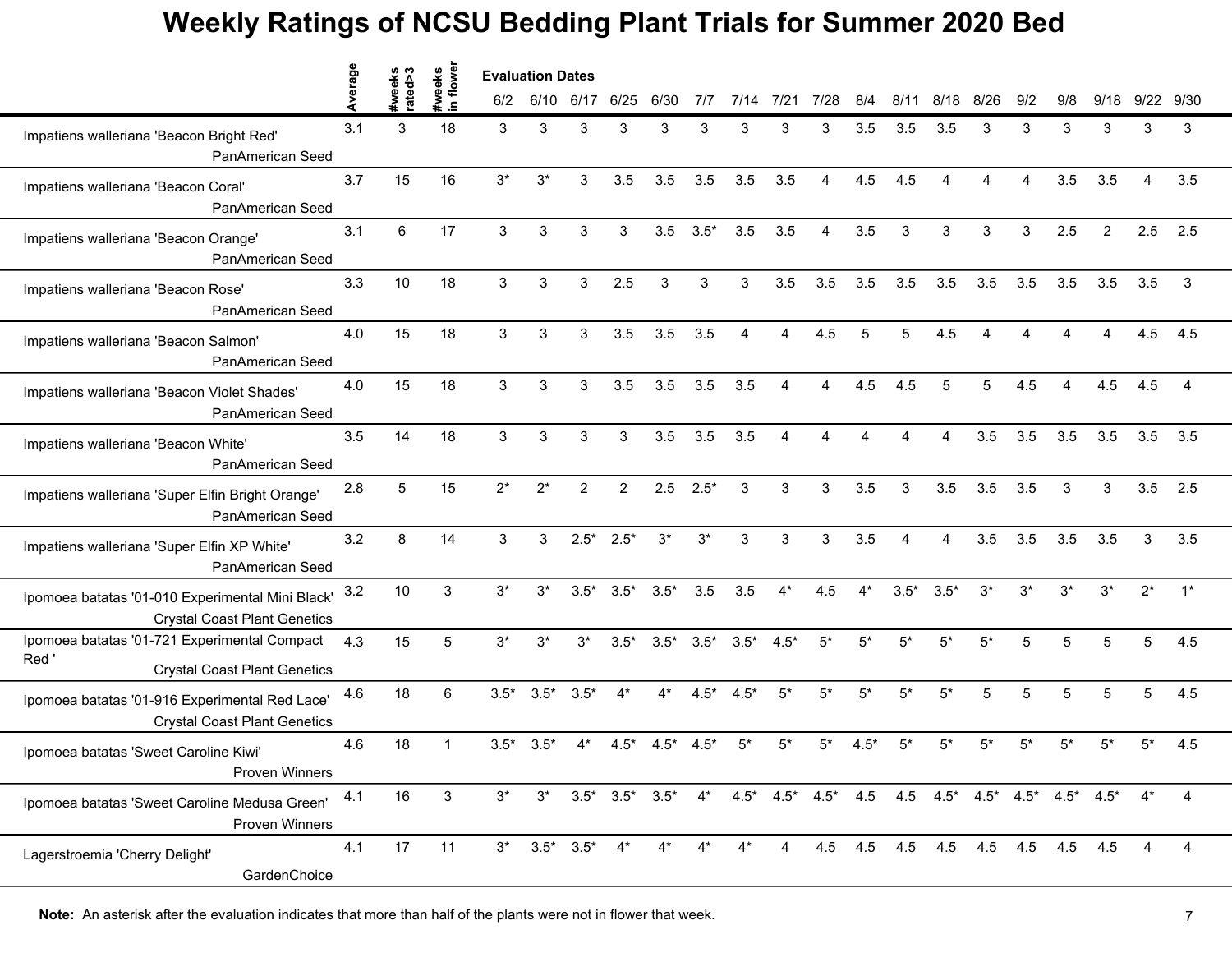# Weekly Ratings of NCSU Bedding Plant Trials for Summer 2020 Bed

| | Average | #weeks rated>3 | #weeks in flower | 6/2 | 6/10 | 6/17 | 6/25 | 6/30 | 7/7 | 7/14 | 7/21 | 7/28 | 8/4 | 8/11 | 8/18 | 8/26 | 9/2 | 9/8 | 9/18 | 9/22 | 9/30 |
|---|---|---|---|---|---|---|---|---|---|---|---|---|---|---|---|---|---|---|---|---|---|
| | | | | **Evaluation Dates** | | | | | | | | | | | | | | | | | |
| Impatiens walleriana 'Beacon Bright Red' PanAmerican Seed | 3.1 | 3 | 18 | 3 | 3 | 3 | 3 | 3 | 3 | 3 | 3 | 3 | 3.5 | 3.5 | 3.5 | 3 | 3 | 3 | 3 | 3 | 3 |
| Impatiens walleriana 'Beacon Coral' PanAmerican Seed | 3.7 | 15 | 16 | 3* | 3* | 3 | 3.5 | 3.5 | 3.5 | 3.5 | 3.5 | 4 | 4.5 | 4.5 | 4 | 4 | 4 | 3.5 | 3.5 | 4 | 3.5 |
| Impatiens walleriana 'Beacon Orange' PanAmerican Seed | 3.1 | 6 | 17 | 3 | 3 | 3 | 3 | 3.5 | 3.5* | 3.5 | 3.5 | 4 | 3.5 | 3 | 3 | 3 | 3 | 2.5 | 2 | 2.5 | 2.5 |
| Impatiens walleriana 'Beacon Rose' PanAmerican Seed | 3.3 | 10 | 18 | 3 | 3 | 3 | 2.5 | 3 | 3 | 3 | 3.5 | 3.5 | 3.5 | 3.5 | 3.5 | 3.5 | 3.5 | 3.5 | 3.5 | 3.5 | 3 |
| Impatiens walleriana 'Beacon Salmon' PanAmerican Seed | 4.0 | 15 | 18 | 3 | 3 | 3 | 3.5 | 3.5 | 3.5 | 4 | 4 | 4.5 | 5 | 5 | 4.5 | 4 | 4 | 4 | 4 | 4.5 | 4.5 |
| Impatiens walleriana 'Beacon Violet Shades' PanAmerican Seed | 4.0 | 15 | 18 | 3 | 3 | 3 | 3.5 | 3.5 | 3.5 | 3.5 | 4 | 4 | 4.5 | 4.5 | 5 | 5 | 4.5 | 4 | 4.5 | 4.5 | 4 |
| Impatiens walleriana 'Beacon White' PanAmerican Seed | 3.5 | 14 | 18 | 3 | 3 | 3 | 3 | 3.5 | 3.5 | 3.5 | 4 | 4 | 4 | 4 | 4 | 3.5 | 3.5 | 3.5 | 3.5 | 3.5 | 3.5 |
| Impatiens walleriana 'Super Elfin Bright Orange' PanAmerican Seed | 2.8 | 5 | 15 | 2* | 2* | 2 | 2 | 2.5 | 2.5* | 3 | 3 | 3 | 3.5 | 3 | 3.5 | 3.5 | 3.5 | 3 | 3 | 3.5 | 2.5 |
| Impatiens walleriana 'Super Elfin XP White' PanAmerican Seed | 3.2 | 8 | 14 | 3 | 3 | 2.5* | 2.5* | 3* | 3* | 3 | 3 | 3 | 3.5 | 4 | 4 | 3.5 | 3.5 | 3.5 | 3.5 | 3 | 3.5 |
| Ipomoea batatas '01-010 Experimental Mini Black' Crystal Coast Plant Genetics | 3.2 | 10 | 3 | 3* | 3* | 3.5* | 3.5* | 3.5* | 3.5 | 3.5 | 4* | 4.5 | 4* | 3.5* | 3.5* | 3* | 3* | 3* | 3* | 2* | 1* |
| Ipomoea batatas '01-721 Experimental Compact Red ' Crystal Coast Plant Genetics | 4.3 | 15 | 5 | 3* | 3* | 3* | 3.5* | 3.5* | 3.5* | 3.5* | 4.5* | 5* | 5* | 5* | 5* | 5* | 5 | 5 | 5 | 5 | 4.5 |
| Ipomoea batatas '01-916 Experimental Red Lace' Crystal Coast Plant Genetics | 4.6 | 18 | 6 | 3.5* | 3.5* | 3.5* | 4* | 4* | 4.5* | 4.5* | 5* | 5* | 5* | 5* | 5* | 5 | 5 | 5 | 5 | 5 | 4.5 |
| Ipomoea batatas 'Sweet Caroline Kiwi' Proven Winners | 4.6 | 18 | 1 | 3.5* | 3.5* | 4* | 4.5* | 4.5* | 4.5* | 5* | 5* | 5* | 4.5* | 5* | 5* | 5* | 5* | 5* | 5* | 5* | 4.5 |
| Ipomoea batatas 'Sweet Caroline Medusa Green' Proven Winners | 4.1 | 16 | 3 | 3* | 3* | 3.5* | 3.5* | 3.5* | 4* | 4.5* | 4.5* | 4.5* | 4.5 | 4.5 | 4.5* | 4.5* | 4.5* | 4.5* | 4.5* | 4* | 4 |
| Lagerstroemia 'Cherry Delight' GardenChoice | 4.1 | 17 | 11 | 3* | 3.5* | 3.5* | 4* | 4* | 4* | 4* | 4 | 4.5 | 4.5 | 4.5 | 4.5 | 4.5 | 4.5 | 4.5 | 4.5 | 4 | 4 |

**Note:** An asterisk after the evaluation indicates that more than half of the plants were not in flower that week.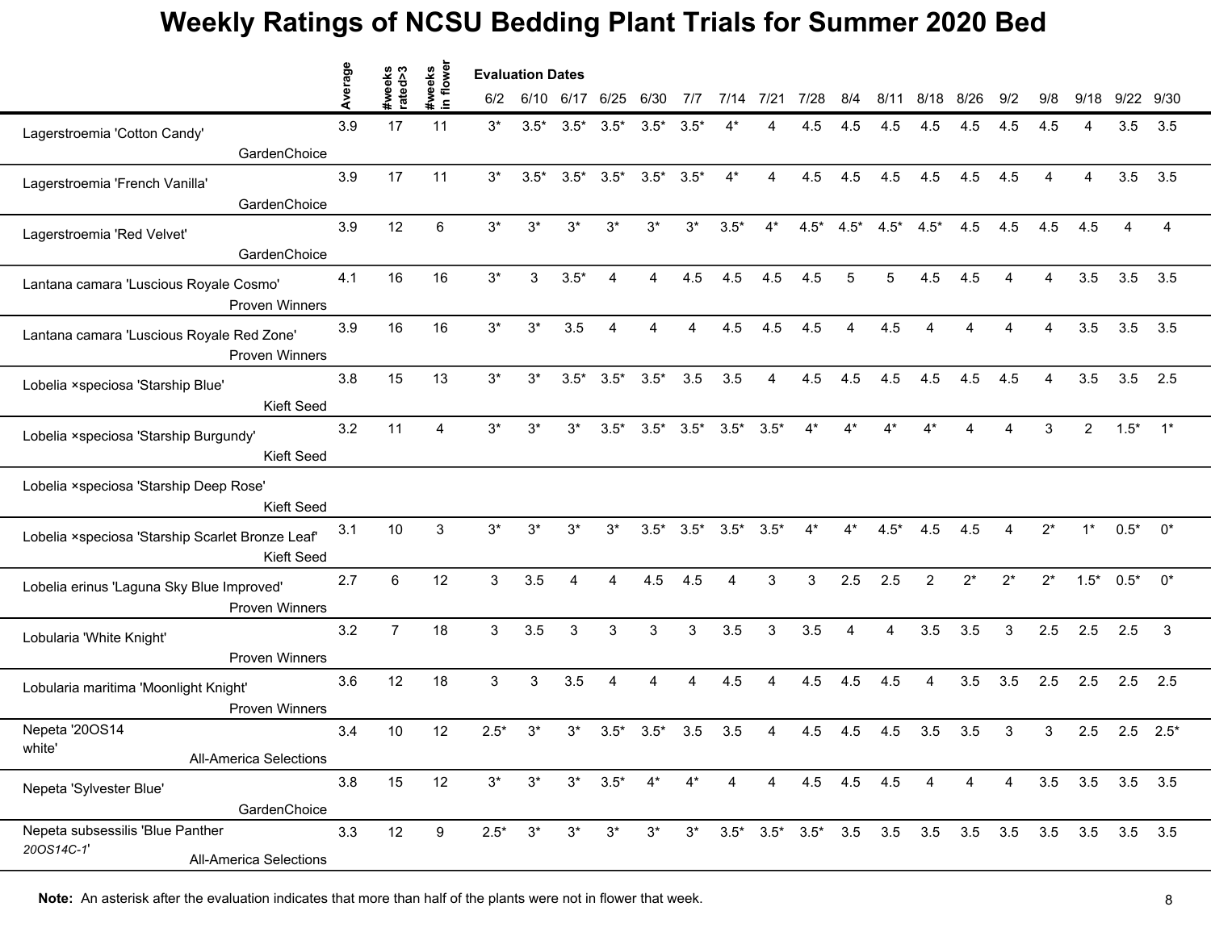# Weekly Ratings of NCSU Bedding Plant Trials for Summer 2020 Bed

| | Average | #weeks rated>3 | #weeks in flower | 6/2 | 6/10 | 6/17 | 6/25 | 6/30 | 7/7 | 7/14 | 7/21 | 7/28 | 8/4 | 8/11 | 8/18 | 8/26 | 9/2 | 9/8 | 9/18 | 9/22 | 9/30 |
|---|---|---|---|---|---|---|---|---|---|---|---|---|---|---|---|---|---|---|---|---|---|
| Lagerstroemia 'Cotton Candy' GardenChoice | 3.9 | 17 | 11 | 3* | 3.5* | 3.5* | 3.5* | 3.5* | 3.5* | 4* | 4 | 4.5 | 4.5 | 4.5 | 4.5 | 4.5 | 4.5 | 4.5 | 4 | 3.5 | 3.5 |
| Lagerstroemia 'French Vanilla' GardenChoice | 3.9 | 17 | 11 | 3* | 3.5* | 3.5* | 3.5* | 3.5* | 3.5* | 4* | 4 | 4.5 | 4.5 | 4.5 | 4.5 | 4.5 | 4.5 | 4 | 4 | 3.5 | 3.5 |
| Lagerstroemia 'Red Velvet' GardenChoice | 3.9 | 12 | 6 | 3* | 3* | 3* | 3* | 3* | 3* | 3.5* | 4* | 4.5* | 4.5* | 4.5* | 4.5* | 4.5 | 4.5 | 4.5 | 4.5 | 4 | 4 |
| Lantana camara 'Luscious Royale Cosmo' Proven Winners | 4.1 | 16 | 16 | 3* | 3 | 3.5* | 4 | 4 | 4.5 | 4.5 | 4.5 | 4.5 | 5 | 5 | 4.5 | 4.5 | 4 | 4 | 3.5 | 3.5 | 3.5 |
| Lantana camara 'Luscious Royale Red Zone' Proven Winners | 3.9 | 16 | 16 | 3* | 3* | 3.5 | 4 | 4 | 4 | 4.5 | 4.5 | 4.5 | 4 | 4.5 | 4 | 4 | 4 | 4 | 3.5 | 3.5 | 3.5 |
| Lobelia ×speciosa 'Starship Blue' Kieft Seed | 3.8 | 15 | 13 | 3* | 3* | 3.5* | 3.5* | 3.5* | 3.5 | 3.5 | 4 | 4.5 | 4.5 | 4.5 | 4.5 | 4.5 | 4.5 | 4 | 3.5 | 3.5 | 2.5 |
| Lobelia ×speciosa 'Starship Burgundy' Kieft Seed | 3.2 | 11 | 4 | 3* | 3* | 3* | 3.5* | 3.5* | 3.5* | 3.5* | 3.5* | 4* | 4* | 4* | 4* | 4 | 4 | 3 | 2 | 1.5* | 1* |
| Lobelia ×speciosa 'Starship Deep Rose' Kieft Seed | | | | | | | | | | | | | | | | | | | | | |
| Lobelia ×speciosa 'Starship Scarlet Bronze Leaf' Kieft Seed | 3.1 | 10 | 3 | 3* | 3* | 3* | 3* | 3.5* | 3.5* | 3.5* | 3.5* | 4* | 4* | 4.5* | 4.5 | 4.5 | 4 | 2* | 1* | 0.5* | 0* |
| Lobelia erinus 'Laguna Sky Blue Improved' Proven Winners | 2.7 | 6 | 12 | 3 | 3.5 | 4 | 4 | 4.5 | 4.5 | 4 | 3 | 3 | 2.5 | 2.5 | 2 | 2* | 2* | 2* | 1.5* | 0.5* | 0* |
| Lobularia 'White Knight' Proven Winners | 3.2 | 7 | 18 | 3 | 3.5 | 3 | 3 | 3 | 3 | 3.5 | 3 | 3.5 | 4 | 4 | 3.5 | 3.5 | 3 | 2.5 | 2.5 | 2.5 | 3 |
| Lobularia maritima 'Moonlight Knight' Proven Winners | 3.6 | 12 | 18 | 3 | 3 | 3.5 | 4 | 4 | 4 | 4.5 | 4 | 4.5 | 4.5 | 4.5 | 4 | 3.5 | 3.5 | 2.5 | 2.5 | 2.5 | 2.5 |
| Nepeta '20OS14 white' All-America Selections | 3.4 | 10 | 12 | 2.5* | 3* | 3* | 3.5* | 3.5* | 3.5 | 3.5 | 4 | 4.5 | 4.5 | 4.5 | 3.5 | 3.5 | 3 | 3 | 2.5 | 2.5 | 2.5* |
| Nepeta 'Sylvester Blue' GardenChoice | 3.8 | 15 | 12 | 3* | 3* | 3* | 3.5* | 4* | 4* | 4 | 4 | 4.5 | 4.5 | 4.5 | 4 | 4 | 4 | 3.5 | 3.5 | 3.5 | 3.5 |
| Nepeta subsessilis 'Blue Panther *20OS14C-1*' All-America Selections | 3.3 | 12 | 9 | 2.5* | 3* | 3* | 3* | 3* | 3* | 3.5* | 3.5* | 3.5* | 3.5 | 3.5 | 3.5 | 3.5 | 3.5 | 3.5 | 3.5 | 3.5 | 3.5 |

**Note:** An asterisk after the evaluation indicates that more than half of the plants were not in flower that week.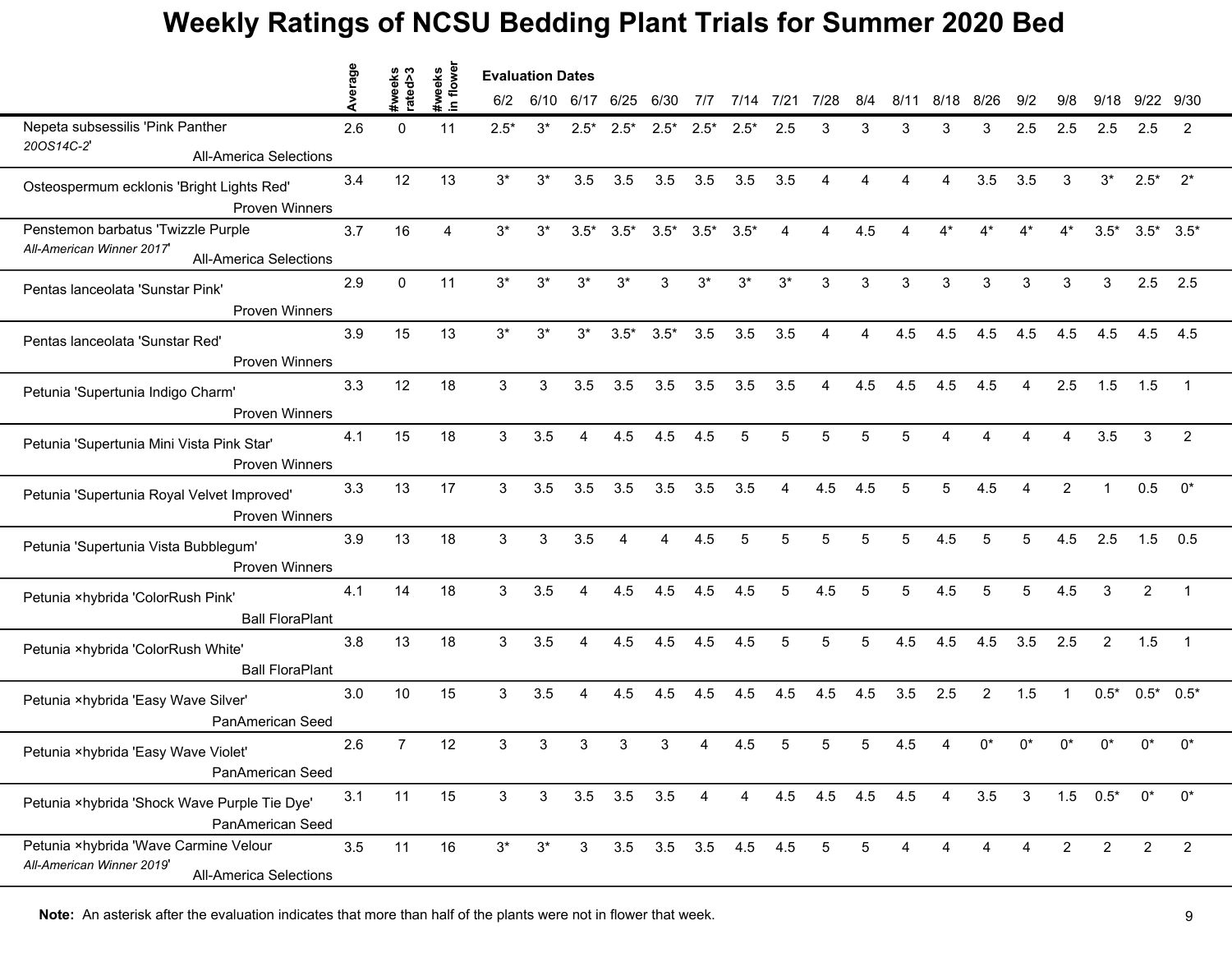# Weekly Ratings of NCSU Bedding Plant Trials for Summer 2020 Bed

| | Average | #weeks rated>3 | #weeks in flower | 6/2 | 6/10 | 6/17 | 6/25 | 6/30 | 7/7 | 7/14 | 7/21 | 7/28 | 8/4 | 8/11 | 8/18 | 8/26 | 9/2 | 9/8 | 9/18 | 9/22 | 9/30 |
|---|---|---|---|---|---|---|---|---|---|---|---|---|---|---|---|---|---|---|---|---|---|
| | | | | Evaluation Dates | | | | | | | | | | | | | | | | | |
| Nepeta subsessilis 'Pink Panther *20OS14C-2*' All-America Selections | 2.6 | 0 | 11 | 2.5* | 3* | 2.5* | 2.5* | 2.5* | 2.5* | 2.5* | 2.5 | 3 | 3 | 3 | 3 | 3 | 2.5 | 2.5 | 2.5 | 2.5 | 2 |
| Osteospermum ecklonis 'Bright Lights Red' Proven Winners | 3.4 | 12 | 13 | 3* | 3* | 3.5 | 3.5 | 3.5 | 3.5 | 3.5 | 3.5 | 4 | 4 | 4 | 4 | 3.5 | 3.5 | 3 | 3* | 2.5* | 2* |
| Penstemon barbatus 'Twizzle Purple *All-American Winner 2017*' All-America Selections | 3.7 | 16 | 4 | 3* | 3* | 3.5* | 3.5* | 3.5* | 3.5* | 3.5* | 4 | 4 | 4.5 | 4 | 4* | 4* | 4* | 4* | 3.5* | 3.5* | 3.5* |
| Pentas lanceolata 'Sunstar Pink' Proven Winners | 2.9 | 0 | 11 | 3* | 3* | 3* | 3* | 3 | 3* | 3* | 3* | 3 | 3 | 3 | 3 | 3 | 3 | 3 | 3 | 2.5 | 2.5 |
| Pentas lanceolata 'Sunstar Red' Proven Winners | 3.9 | 15 | 13 | 3* | 3* | 3* | 3.5* | 3.5* | 3.5 | 3.5 | 3.5 | 4 | 4 | 4.5 | 4.5 | 4.5 | 4.5 | 4.5 | 4.5 | 4.5 | 4.5 |
| Petunia 'Supertunia Indigo Charm' Proven Winners | 3.3 | 12 | 18 | 3 | 3 | 3.5 | 3.5 | 3.5 | 3.5 | 3.5 | 3.5 | 4 | 4.5 | 4.5 | 4.5 | 4.5 | 4 | 2.5 | 1.5 | 1.5 | 1 |
| Petunia 'Supertunia Mini Vista Pink Star' Proven Winners | 4.1 | 15 | 18 | 3 | 3.5 | 4 | 4.5 | 4.5 | 4.5 | 5 | 5 | 5 | 5 | 5 | 4 | 4 | 4 | 4 | 3.5 | 3 | 2 |
| Petunia 'Supertunia Royal Velvet Improved' Proven Winners | 3.3 | 13 | 17 | 3 | 3.5 | 3.5 | 3.5 | 3.5 | 3.5 | 3.5 | 4 | 4.5 | 4.5 | 5 | 5 | 4.5 | 4 | 2 | 1 | 0.5 | 0* |
| Petunia 'Supertunia Vista Bubblegum' Proven Winners | 3.9 | 13 | 18 | 3 | 3 | 3.5 | 4 | 4 | 4.5 | 5 | 5 | 5 | 5 | 5 | 4.5 | 5 | 5 | 4.5 | 2.5 | 1.5 | 0.5 |
| Petunia ×hybrida 'ColorRush Pink' Ball FloraPlant | 4.1 | 14 | 18 | 3 | 3.5 | 4 | 4.5 | 4.5 | 4.5 | 4.5 | 5 | 4.5 | 5 | 5 | 4.5 | 5 | 5 | 4.5 | 3 | 2 | 1 |
| Petunia ×hybrida 'ColorRush White' Ball FloraPlant | 3.8 | 13 | 18 | 3 | 3.5 | 4 | 4.5 | 4.5 | 4.5 | 4.5 | 5 | 5 | 5 | 4.5 | 4.5 | 4.5 | 3.5 | 2.5 | 2 | 1.5 | 1 |
| Petunia ×hybrida 'Easy Wave Silver' PanAmerican Seed | 3.0 | 10 | 15 | 3 | 3.5 | 4 | 4.5 | 4.5 | 4.5 | 4.5 | 4.5 | 4.5 | 4.5 | 3.5 | 2.5 | 2 | 1.5 | 1 | 0.5* | 0.5* | 0.5* |
| Petunia ×hybrida 'Easy Wave Violet' PanAmerican Seed | 2.6 | 7 | 12 | 3 | 3 | 3 | 3 | 3 | 4 | 4.5 | 5 | 5 | 5 | 4.5 | 4 | 0* | 0* | 0* | 0* | 0* | 0* |
| Petunia ×hybrida 'Shock Wave Purple Tie Dye' PanAmerican Seed | 3.1 | 11 | 15 | 3 | 3 | 3.5 | 3.5 | 3.5 | 4 | 4 | 4.5 | 4.5 | 4.5 | 4.5 | 4 | 3.5 | 3 | 1.5 | 0.5* | 0* | 0* |
| Petunia ×hybrida 'Wave Carmine Velour *All-American Winner 2019*' All-America Selections | 3.5 | 11 | 16 | 3* | 3* | 3 | 3.5 | 3.5 | 3.5 | 4.5 | 4.5 | 5 | 5 | 4 | 4 | 4 | 4 | 2 | 2 | 2 | 2 |

**Note:** An asterisk after the evaluation indicates that more than half of the plants were not in flower that week.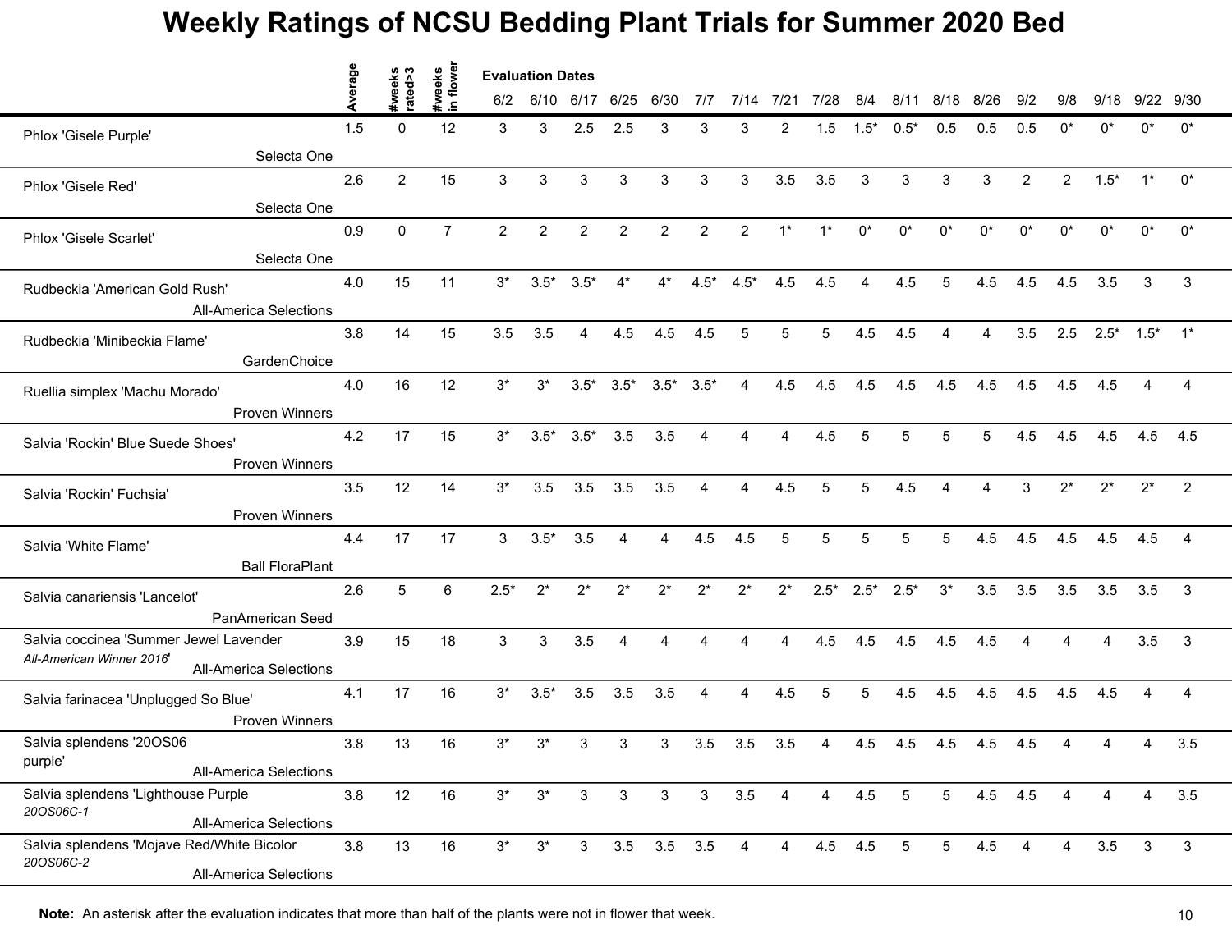# Weekly Ratings of NCSU Bedding Plant Trials for Summer 2020 Bed

| | Average | #weeks rated>3 | #weeks in flower | 6/2 | 6/10 | 6/17 | 6/25 | 6/30 | 7/7 | 7/14 | 7/21 | 7/28 | 8/4 | 8/11 | 8/18 | 8/26 | 9/2 | 9/8 | 9/18 | 9/22 | 9/30 |
|---|---|---|---|---|---|---|---|---|---|---|---|---|---|---|---|---|---|---|---|---|---|
| | | | | Evaluation Dates | | | | | | | | | | | | | | | | | |
| Phlox 'Gisele Purple' Selecta One | 1.5 | 0 | 12 | 3 | 3 | 2.5 | 2.5 | 3 | 3 | 3 | 2 | 1.5 | 1.5* | 0.5* | 0.5 | 0.5 | 0.5 | 0* | 0* | 0* | 0* |
| Phlox 'Gisele Red' Selecta One | 2.6 | 2 | 15 | 3 | 3 | 3 | 3 | 3 | 3 | 3 | 3.5 | 3.5 | 3 | 3 | 3 | 3 | 2 | 2 | 1.5* | 1* | 0* |
| Phlox 'Gisele Scarlet' Selecta One | 0.9 | 0 | 7 | 2 | 2 | 2 | 2 | 2 | 2 | 2 | 1* | 1* | 0* | 0* | 0* | 0* | 0* | 0* | 0* | 0* | 0* |
| Rudbeckia 'American Gold Rush' All-America Selections | 4.0 | 15 | 11 | 3* | 3.5* | 3.5* | 4* | 4* | 4.5* | 4.5* | 4.5 | 4.5 | 4 | 4.5 | 5 | 4.5 | 4.5 | 4.5 | 3.5 | 3 | 3 |
| Rudbeckia 'Minibeckia Flame' GardenChoice | 3.8 | 14 | 15 | 3.5 | 3.5 | 4 | 4.5 | 4.5 | 4.5 | 5 | 5 | 5 | 4.5 | 4.5 | 4 | 4 | 3.5 | 2.5 | 2.5* | 1.5* | 1* |
| Ruellia simplex 'Machu Morado' Proven Winners | 4.0 | 16 | 12 | 3* | 3* | 3.5* | 3.5* | 3.5* | 3.5* | 4 | 4.5 | 4.5 | 4.5 | 4.5 | 4.5 | 4.5 | 4.5 | 4.5 | 4.5 | 4 | 4 |
| Salvia 'Rockin' Blue Suede Shoes' Proven Winners | 4.2 | 17 | 15 | 3* | 3.5* | 3.5* | 3.5 | 3.5 | 4 | 4 | 4 | 4.5 | 5 | 5 | 5 | 5 | 4.5 | 4.5 | 4.5 | 4.5 | 4.5 |
| Salvia 'Rockin' Fuchsia' Proven Winners | 3.5 | 12 | 14 | 3* | 3.5 | 3.5 | 3.5 | 3.5 | 4 | 4 | 4.5 | 5 | 5 | 4.5 | 4 | 4 | 3 | 2* | 2* | 2* | 2 |
| Salvia 'White Flame' Ball FloraPlant | 4.4 | 17 | 17 | 3 | 3.5* | 3.5 | 4 | 4 | 4.5 | 4.5 | 5 | 5 | 5 | 5 | 5 | 4.5 | 4.5 | 4.5 | 4.5 | 4.5 | 4 |
| Salvia canariensis 'Lancelot' PanAmerican Seed | 2.6 | 5 | 6 | 2.5* | 2* | 2* | 2* | 2* | 2* | 2* | 2* | 2.5* | 2.5* | 2.5* | 3* | 3.5 | 3.5 | 3.5 | 3.5 | 3.5 | 3 |
| Salvia coccinea 'Summer Jewel Lavender *All-American Winner 2016*' All-America Selections | 3.9 | 15 | 18 | 3 | 3 | 3.5 | 4 | 4 | 4 | 4 | 4 | 4.5 | 4.5 | 4.5 | 4.5 | 4.5 | 4 | 4 | 4 | 3.5 | 3 |
| Salvia farinacea 'Unplugged So Blue' Proven Winners | 4.1 | 17 | 16 | 3* | 3.5* | 3.5 | 3.5 | 3.5 | 4 | 4 | 4.5 | 5 | 5 | 4.5 | 4.5 | 4.5 | 4.5 | 4.5 | 4.5 | 4 | 4 |
| Salvia splendens '20OS06 purple' All-America Selections | 3.8 | 13 | 16 | 3* | 3* | 3 | 3 | 3 | 3.5 | 3.5 | 3.5 | 4 | 4.5 | 4.5 | 4.5 | 4.5 | 4.5 | 4 | 4 | 4 | 3.5 |
| Salvia splendens 'Lighthouse Purple *20OS06C-1*' All-America Selections | 3.8 | 12 | 16 | 3* | 3* | 3 | 3 | 3 | 3 | 3.5 | 4 | 4 | 4.5 | 5 | 5 | 4.5 | 4.5 | 4 | 4 | 4 | 3.5 |
| Salvia splendens 'Mojave Red/White Bicolor *20OS06C-2*' All-America Selections | 3.8 | 13 | 16 | 3* | 3* | 3 | 3.5 | 3.5 | 3.5 | 4 | 4 | 4.5 | 4.5 | 5 | 5 | 4.5 | 4 | 4 | 3.5 | 3 | 3 |

**Note:** An asterisk after the evaluation indicates that more than half of the plants were not in flower that week.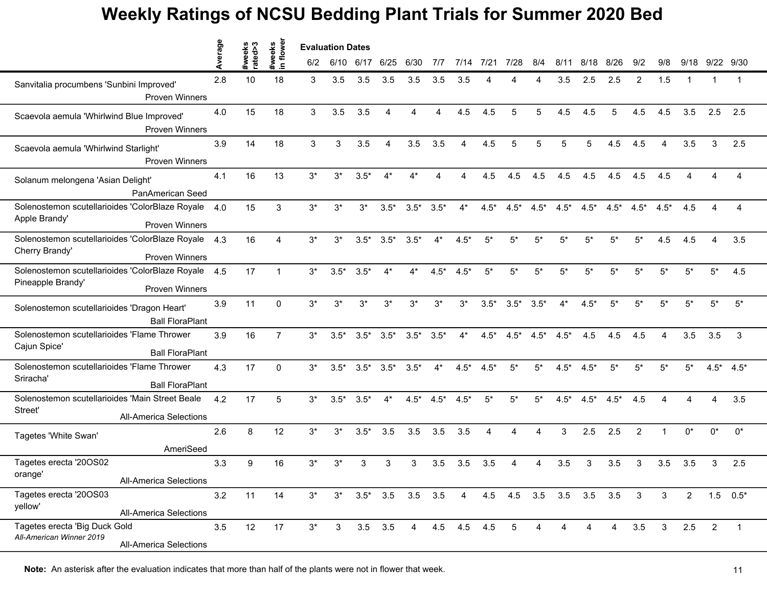# Weekly Ratings of NCSU Bedding Plant Trials for Summer 2020 Bed

| | Average | #weeks rated>3 | #weeks in flower | 6/2 | 6/10 | 6/17 | 6/25 | 6/30 | 7/7 | 7/14 | 7/21 | 7/28 | 8/4 | 8/11 | 8/18 | 8/26 | 9/2 | 9/8 | 9/18 | 9/22 | 9/30 |
|---|---|---|---|---|---|---|---|---|---|---|---|---|---|---|---|---|---|---|---|---|---|
| | | | | **Evaluation Dates** | | | | | | | | | | | | | | | | | |
| Sanvitalia procumbens 'Sunbini Improved' Proven Winners | 2.8 | 10 | 18 | 3 | 3.5 | 3.5 | 3.5 | 3.5 | 3.5 | 3.5 | 4 | 4 | 4 | 3.5 | 2.5 | 2.5 | 2 | 1.5 | 1 | 1 | 1 |
| Scaevola aemula 'Whirlwind Blue Improved' Proven Winners | 4.0 | 15 | 18 | 3 | 3.5 | 3.5 | 4 | 4 | 4 | 4.5 | 4.5 | 5 | 5 | 4.5 | 4.5 | 5 | 4.5 | 4.5 | 3.5 | 2.5 | 2.5 |
| Scaevola aemula 'Whirlwind Starlight' Proven Winners | 3.9 | 14 | 18 | 3 | 3 | 3.5 | 4 | 3.5 | 3.5 | 4 | 4.5 | 5 | 5 | 5 | 5 | 4.5 | 4.5 | 4 | 3.5 | 3 | 2.5 |
| Solanum melongena 'Asian Delight' PanAmerican Seed | 4.1 | 16 | 13 | 3* | 3* | 3.5* | 4* | 4* | 4 | 4 | 4.5 | 4.5 | 4.5 | 4.5 | 4.5 | 4.5 | 4.5 | 4.5 | 4 | 4 | 4 |
| Solenostemon scutellarioides 'ColorBlaze Royale Apple Brandy' Proven Winners | 4.0 | 15 | 3 | 3* | 3* | 3* | 3.5* | 3.5* | 3.5* | 4* | 4.5* | 4.5* | 4.5* | 4.5* | 4.5* | 4.5* | 4.5* | 4.5* | 4.5 | 4 | 4 |
| Solenostemon scutellarioides 'ColorBlaze Royale Cherry Brandy' Proven Winners | 4.3 | 16 | 4 | 3* | 3* | 3.5* | 3.5* | 3.5* | 4* | 4.5* | 5* | 5* | 5* | 5* | 5* | 5* | 5* | 4.5 | 4.5 | 4 | 3.5 |
| Solenostemon scutellarioides 'ColorBlaze Royale Pineapple Brandy' Proven Winners | 4.5 | 17 | 1 | 3* | 3.5* | 3.5* | 4* | 4* | 4.5* | 4.5* | 5* | 5* | 5* | 5* | 5* | 5* | 5* | 5* | 5* | 5* | 4.5 |
| Solenostemon scutellarioides 'Dragon Heart' Ball FloraPlant | 3.9 | 11 | 0 | 3* | 3* | 3* | 3* | 3* | 3* | 3* | 3.5* | 3.5* | 3.5* | 4* | 4.5* | 5* | 5* | 5* | 5* | 5* | 5* |
| Solenostemon scutellarioides 'Flame Thrower Cajun Spice' Ball FloraPlant | 3.9 | 16 | 7 | 3* | 3.5* | 3.5* | 3.5* | 3.5* | 3.5* | 4* | 4.5* | 4.5* | 4.5* | 4.5* | 4.5 | 4.5 | 4.5 | 4 | 3.5 | 3.5 | 3 |
| Solenostemon scutellarioides 'Flame Thrower Sriracha' Ball FloraPlant | 4.3 | 17 | 0 | 3* | 3.5* | 3.5* | 3.5* | 3.5* | 4* | 4.5* | 4.5* | 5* | 5* | 4.5* | 4.5* | 5* | 5* | 5* | 5* | 4.5* | 4.5* |
| Solenostemon scutellarioides 'Main Street Beale Street' All-America Selections | 4.2 | 17 | 5 | 3* | 3.5* | 3.5* | 4* | 4.5* | 4.5* | 4.5* | 5* | 5* | 5* | 4.5* | 4.5* | 4.5* | 4.5 | 4 | 4 | 4 | 3.5 |
| Tagetes 'White Swan' AmeriSeed | 2.6 | 8 | 12 | 3* | 3* | 3.5* | 3.5 | 3.5 | 3.5 | 3.5 | 4 | 4 | 4 | 3 | 2.5 | 2.5 | 2 | 1 | 0* | 0* | 0* |
| Tagetes erecta '20OS02 orange' All-America Selections | 3.3 | 9 | 16 | 3* | 3* | 3 | 3 | 3 | 3.5 | 3.5 | 3.5 | 4 | 4 | 3.5 | 3 | 3.5 | 3 | 3.5 | 3.5 | 3 | 2.5 |
| Tagetes erecta '20OS03 yellow' All-America Selections | 3.2 | 11 | 14 | 3* | 3* | 3.5* | 3.5 | 3.5 | 3.5 | 4 | 4.5 | 4.5 | 3.5 | 3.5 | 3.5 | 3.5 | 3 | 3 | 2 | 1.5 | 0.5* |
| Tagetes erecta 'Big Duck Gold *All-American Winner 2019* All-America Selections | 3.5 | 12 | 17 | 3* | 3 | 3.5 | 3.5 | 4 | 4.5 | 4.5 | 4.5 | 5 | 4 | 4 | 4 | 4 | 3.5 | 3 | 2.5 | 2 | 1 |

**Note:** An asterisk after the evaluation indicates that more than half of the plants were not in flower that week.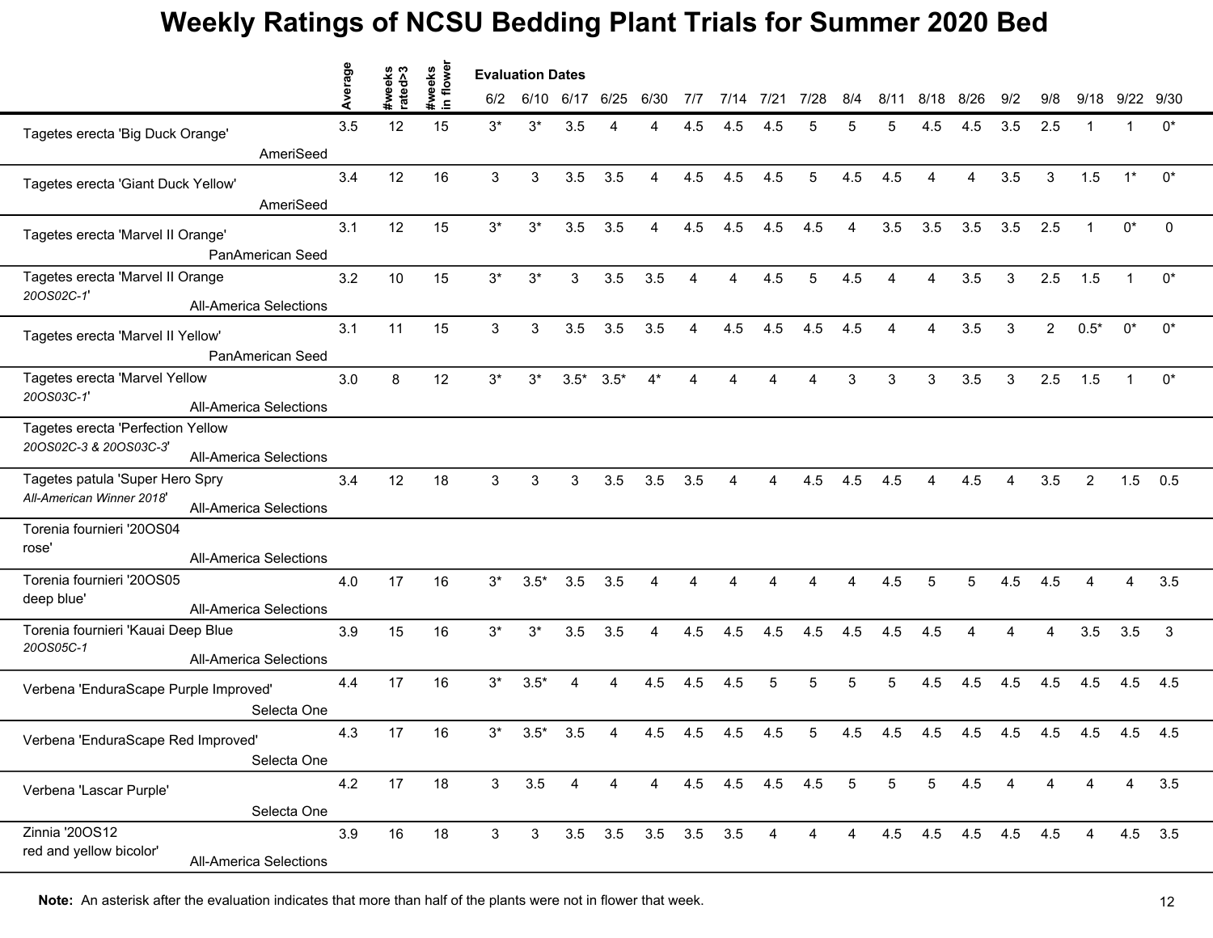# Weekly Ratings of NCSU Bedding Plant Trials for Summer 2020 Bed

| | Average | #weeks rated>3 | #weeks in flower | 6/2 | 6/10 | 6/17 | 6/25 | 6/30 | 7/7 | 7/14 | 7/21 | 7/28 | 8/4 | 8/11 | 8/18 | 8/26 | 9/2 | 9/8 | 9/18 | 9/22 | 9/30 |
|---|---|---|---|---|---|---|---|---|---|---|---|---|---|---|---|---|---|---|---|---|---|
| | | | | Evaluation Dates | | | | | | | | | | | | | | | | | |
| Tagetes erecta 'Big Duck Orange' AmeriSeed | 3.5 | 12 | 15 | 3* | 3* | 3.5 | 4 | 4 | 4.5 | 4.5 | 4.5 | 5 | 5 | 5 | 4.5 | 4.5 | 3.5 | 2.5 | 1 | 1 | 0* |
| Tagetes erecta 'Giant Duck Yellow' AmeriSeed | 3.4 | 12 | 16 | 3 | 3 | 3.5 | 3.5 | 4 | 4.5 | 4.5 | 4.5 | 5 | 4.5 | 4.5 | 4 | 4 | 3.5 | 3 | 1.5 | 1* | 0* |
| Tagetes erecta 'Marvel II Orange' PanAmerican Seed | 3.1 | 12 | 15 | 3* | 3* | 3.5 | 3.5 | 4 | 4.5 | 4.5 | 4.5 | 4.5 | 4 | 3.5 | 3.5 | 3.5 | 3.5 | 2.5 | 1 | 0* | 0 |
| Tagetes erecta 'Marvel II Orange *20OS02C-1*' All-America Selections | 3.2 | 10 | 15 | 3* | 3* | 3 | 3.5 | 3.5 | 4 | 4 | 4.5 | 5 | 4.5 | 4 | 4 | 3.5 | 3 | 2.5 | 1.5 | 1 | 0* |
| Tagetes erecta 'Marvel II Yellow' PanAmerican Seed | 3.1 | 11 | 15 | 3 | 3 | 3.5 | 3.5 | 3.5 | 4 | 4.5 | 4.5 | 4.5 | 4.5 | 4 | 4 | 3.5 | 3 | 2 | 0.5* | 0* | 0* |
| Tagetes erecta 'Marvel Yellow *20OS03C-1*' All-America Selections | 3.0 | 8 | 12 | 3* | 3* | 3.5* | 3.5* | 4* | 4 | 4 | 4 | 4 | 3 | 3 | 3 | 3.5 | 3 | 2.5 | 1.5 | 1 | 0* |
| Tagetes erecta 'Perfection Yellow *20OS02C-3 & 20OS03C-3*' All-America Selections | | | | | | | | | | | | | | | | | | | | | |
| Tagetes patula 'Super Hero Spry *All-American Winner 2018*' All-America Selections | 3.4 | 12 | 18 | 3 | 3 | 3 | 3.5 | 3.5 | 3.5 | 4 | 4 | 4.5 | 4.5 | 4.5 | 4 | 4.5 | 4 | 3.5 | 2 | 1.5 | 0.5 |
| Torenia fournieri '20OS04 rose' All-America Selections | | | | | | | | | | | | | | | | | | | | | |
| Torenia fournieri '20OS05 deep blue' All-America Selections | 4.0 | 17 | 16 | 3* | 3.5* | 3.5 | 3.5 | 4 | 4 | 4 | 4 | 4 | 4 | 4.5 | 5 | 5 | 4.5 | 4.5 | 4 | 4 | 3.5 |
| Torenia fournieri 'Kauai Deep Blue *20OS05C-1*' All-America Selections | 3.9 | 15 | 16 | 3* | 3* | 3.5 | 3.5 | 4 | 4.5 | 4.5 | 4.5 | 4.5 | 4.5 | 4.5 | 4.5 | 4 | 4 | 4 | 3.5 | 3.5 | 3 |
| Verbena 'EnduraScape Purple Improved' Selecta One | 4.4 | 17 | 16 | 3* | 3.5* | 4 | 4 | 4.5 | 4.5 | 4.5 | 5 | 5 | 5 | 5 | 4.5 | 4.5 | 4.5 | 4.5 | 4.5 | 4.5 | 4.5 |
| Verbena 'EnduraScape Red Improved' Selecta One | 4.3 | 17 | 16 | 3* | 3.5* | 3.5 | 4 | 4.5 | 4.5 | 4.5 | 4.5 | 5 | 4.5 | 4.5 | 4.5 | 4.5 | 4.5 | 4.5 | 4.5 | 4.5 | 4.5 |
| Verbena 'Lascar Purple' Selecta One | 4.2 | 17 | 18 | 3 | 3.5 | 4 | 4 | 4 | 4.5 | 4.5 | 4.5 | 4.5 | 5 | 5 | 5 | 4.5 | 4 | 4 | 4 | 4 | 3.5 |
| Zinnia '20OS12 red and yellow bicolor' All-America Selections | 3.9 | 16 | 18 | 3 | 3 | 3.5 | 3.5 | 3.5 | 3.5 | 3.5 | 4 | 4 | 4 | 4.5 | 4.5 | 4.5 | 4.5 | 4.5 | 4 | 4.5 | 3.5 |

**Note:** An asterisk after the evaluation indicates that more than half of the plants were not in flower that week.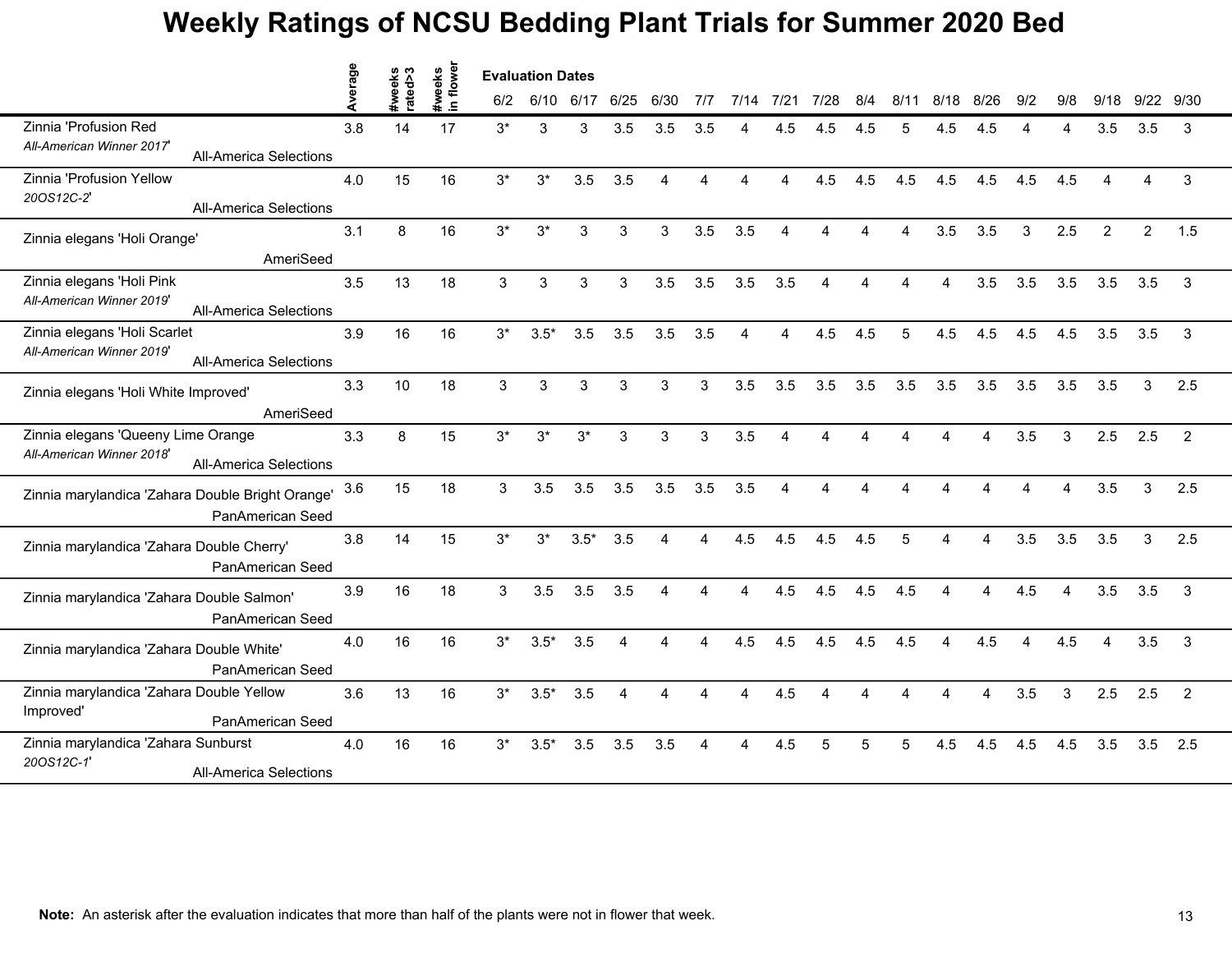# Weekly Ratings of NCSU Bedding Plant Trials for Summer 2020 Bed

| | Average | #weeks rated>3 | #weeks in flower | 6/2 | 6/10 | 6/17 | 6/25 | 6/30 | 7/7 | 7/14 | 7/21 | 7/28 | 8/4 | 8/11 | 8/18 | 8/26 | 9/2 | 9/8 | 9/18 | 9/22 | 9/30 |
|---|---|---|---|---|---|---|---|---|---|---|---|---|---|---|---|---|---|---|---|---|---|
| Zinnia 'Profusion Red *All-American Winner 2017*' All-America Selections | 3.8 | 14 | 17 | 3* | 3 | 3 | 3.5 | 3.5 | 3.5 | 4 | 4.5 | 4.5 | 4.5 | 5 | 4.5 | 4.5 | 4 | 4 | 3.5 | 3.5 | 3 |
| Zinnia 'Profusion Yellow *20OS12C-2*' All-America Selections | 4.0 | 15 | 16 | 3* | 3* | 3.5 | 3.5 | 4 | 4 | 4 | 4 | 4.5 | 4.5 | 4.5 | 4.5 | 4.5 | 4.5 | 4.5 | 4 | 4 | 3 |
| Zinnia elegans 'Holi Orange' AmeriSeed | 3.1 | 8 | 16 | 3* | 3* | 3 | 3 | 3 | 3.5 | 3.5 | 4 | 4 | 4 | 4 | 3.5 | 3.5 | 3 | 2.5 | 2 | 2 | 1.5 |
| Zinnia elegans 'Holi Pink *All-American Winner 2019*' All-America Selections | 3.5 | 13 | 18 | 3 | 3 | 3 | 3 | 3.5 | 3.5 | 3.5 | 3.5 | 4 | 4 | 4 | 4 | 3.5 | 3.5 | 3.5 | 3.5 | 3.5 | 3 |
| Zinnia elegans 'Holi Scarlet *All-American Winner 2019*' All-America Selections | 3.9 | 16 | 16 | 3* | 3.5* | 3.5 | 3.5 | 3.5 | 3.5 | 4 | 4 | 4.5 | 4.5 | 5 | 4.5 | 4.5 | 4.5 | 4.5 | 3.5 | 3.5 | 3 |
| Zinnia elegans 'Holi White Improved' AmeriSeed | 3.3 | 10 | 18 | 3 | 3 | 3 | 3 | 3 | 3 | 3.5 | 3.5 | 3.5 | 3.5 | 3.5 | 3.5 | 3.5 | 3.5 | 3.5 | 3.5 | 3 | 2.5 |
| Zinnia elegans 'Queeny Lime Orange *All-American Winner 2018*' All-America Selections | 3.3 | 8 | 15 | 3* | 3* | 3* | 3 | 3 | 3 | 3.5 | 4 | 4 | 4 | 4 | 4 | 4 | 3.5 | 3 | 2.5 | 2.5 | 2 |
| Zinnia marylandica 'Zahara Double Bright Orange' PanAmerican Seed | 3.6 | 15 | 18 | 3 | 3.5 | 3.5 | 3.5 | 3.5 | 3.5 | 3.5 | 4 | 4 | 4 | 4 | 4 | 4 | 4 | 4 | 3.5 | 3 | 2.5 |
| Zinnia marylandica 'Zahara Double Cherry' PanAmerican Seed | 3.8 | 14 | 15 | 3* | 3* | 3.5* | 3.5 | 4 | 4 | 4.5 | 4.5 | 4.5 | 4.5 | 5 | 4 | 4 | 3.5 | 3.5 | 3.5 | 3 | 2.5 |
| Zinnia marylandica 'Zahara Double Salmon' PanAmerican Seed | 3.9 | 16 | 18 | 3 | 3.5 | 3.5 | 3.5 | 4 | 4 | 4 | 4.5 | 4.5 | 4.5 | 4.5 | 4 | 4 | 4.5 | 4 | 3.5 | 3.5 | 3 |
| Zinnia marylandica 'Zahara Double White' PanAmerican Seed | 4.0 | 16 | 16 | 3* | 3.5* | 3.5 | 4 | 4 | 4 | 4.5 | 4.5 | 4.5 | 4.5 | 4.5 | 4 | 4.5 | 4 | 4.5 | 4 | 3.5 | 3 |
| Zinnia marylandica 'Zahara Double Yellow Improved' PanAmerican Seed | 3.6 | 13 | 16 | 3* | 3.5* | 3.5 | 4 | 4 | 4 | 4 | 4.5 | 4 | 4 | 4 | 4 | 4 | 3.5 | 3 | 2.5 | 2.5 | 2 |
| Zinnia marylandica 'Zahara Sunburst *20OS12C-1*' All-America Selections | 4.0 | 16 | 16 | 3* | 3.5* | 3.5 | 3.5 | 3.5 | 4 | 4 | 4.5 | 5 | 5 | 5 | 4.5 | 4.5 | 4.5 | 4.5 | 3.5 | 3.5 | 2.5 |

**Note:** An asterisk after the evaluation indicates that more than half of the plants were not in flower that week.